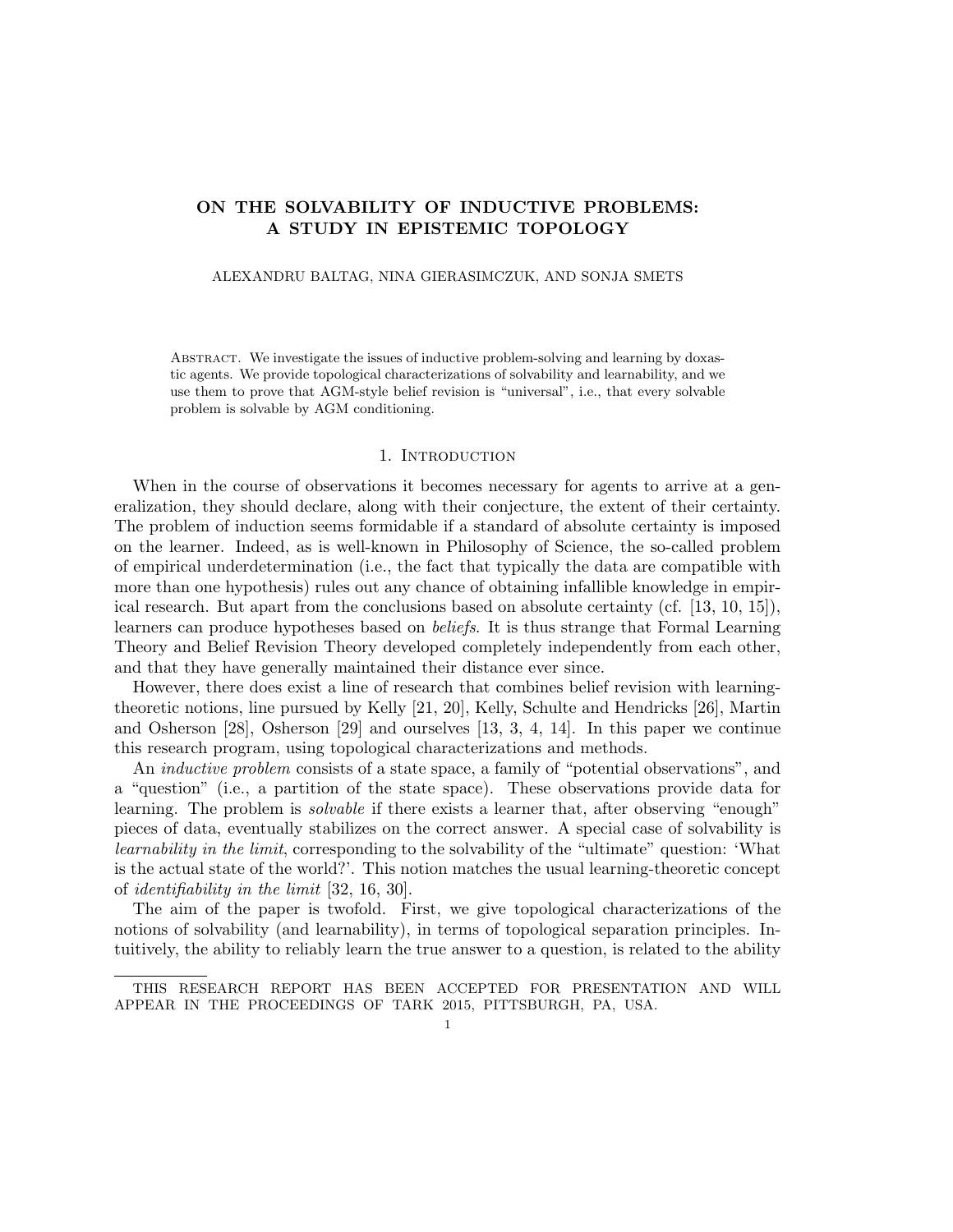# ON THE SOLVABILITY OF INDUCTIVE PROBLEMS: A STUDY IN EPISTEMIC TOPOLOGY

ALEXANDRU BALTAG, NINA GIERASIMCZUK, AND SONJA SMETS

Abstract. We investigate the issues of inductive problem-solving and learning by doxastic agents. We provide topological characterizations of solvability and learnability, and we use them to prove that AGM-style belief revision is "universal", i.e., that every solvable problem is solvable by AGM conditioning.

## 1. Introduction

When in the course of observations it becomes necessary for agents to arrive at a generalization, they should declare, along with their conjecture, the extent of their certainty. The problem of induction seems formidable if a standard of absolute certainty is imposed on the learner. Indeed, as is well-known in Philosophy of Science, the so-called problem of empirical underdetermination (i.e., the fact that typically the data are compatible with more than one hypothesis) rules out any chance of obtaining infallible knowledge in empirical research. But apart from the conclusions based on absolute certainty (cf. [13, 10, 15]), learners can produce hypotheses based on *beliefs*. It is thus strange that Formal Learning Theory and Belief Revision Theory developed completely independently from each other, and that they have generally maintained their distance ever since.

However, there does exist a line of research that combines belief revision with learning-theoretic notions, line pursued by Kelly [21, 20], Kelly, Schulte and Hendricks [26], Martin and Osherson [28], Osherson [29] and ourselves [13, 3, 4, 14]. In this paper we continue this research program, using topological characterizations and methods.

An *inductive problem* consists of a state space, a family of "potential observations", and a "question" (i.e., a partition of the state space). These observations provide data for learning. The problem is *solvable* if there exists a learner that, after observing "enough" pieces of data, eventually stabilizes on the correct answer. A special case of solvability is *learnability in the limit*, corresponding to the solvability of the "ultimate" question: 'What is the actual state of the world?'. This notion matches the usual learning-theoretic concept of *identifiability in the limit* [32, 16, 30].

The aim of the paper is twofold. First, we give topological characterizations of the notions of solvability (and learnability), in terms of topological separation principles. Intuitively, the ability to reliably learn the true answer to a question, is related to the ability

THIS RESEARCH REPORT HAS BEEN ACCEPTED FOR PRESENTATION AND WILL APPEAR IN THE PROCEEDINGS OF TARK 2015, PITTSBURGH, PA, USA.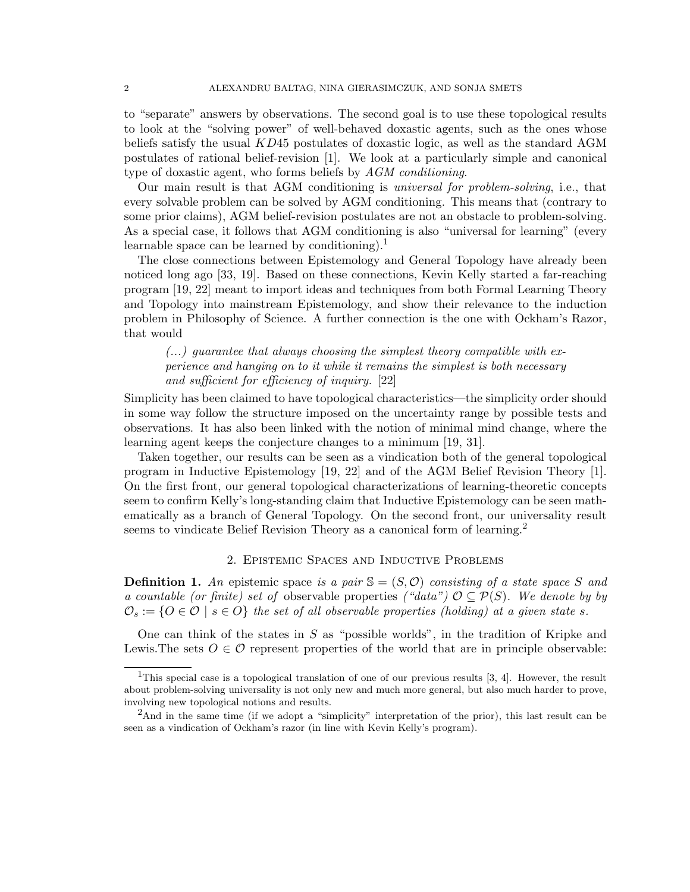to "separate" answers by observations. The second goal is to use these topological results to look at the "solving power" of well-behaved doxastic agents, such as the ones whose beliefs satisfy the usual $KD45$ postulates of doxastic logic, as well as the standard AGM postulates of rational belief-revision [1]. We look at a particularly simple and canonical type of doxastic agent, who forms beliefs by *AGM conditioning*.

Our main result is that AGM conditioning is *universal for problem-solving*, i.e., that every solvable problem can be solved by AGM conditioning. This means that (contrary to some prior claims), AGM belief-revision postulates are not an obstacle to problem-solving. As a special case, it follows that AGM conditioning is also "universal for learning" (every learnable space can be learned by conditioning).[1]

The close connections between Epistemology and General Topology have already been noticed long ago [33, 19]. Based on these connections, Kevin Kelly started a far-reaching program [19, 22] meant to import ideas and techniques from both Formal Learning Theory and Topology into mainstream Epistemology, and show their relevance to the induction problem in Philosophy of Science. A further connection is the one with Ockham's Razor, that would

> *(...) guarantee that always choosing the simplest theory compatible with experience and hanging on to it while it remains the simplest is both necessary and sufficient for efficiency of inquiry.* [22]

Simplicity has been claimed to have topological characteristics—the simplicity order should in some way follow the structure imposed on the uncertainty range by possible tests and observations. It has also been linked with the notion of minimal mind change, where the learning agent keeps the conjecture changes to a minimum [19, 31].

Taken together, our results can be seen as a vindication both of the general topological program in Inductive Epistemology [19, 22] and of the AGM Belief Revision Theory [1]. On the first front, our general topological characterizations of learning-theoretic concepts seem to confirm Kelly's long-standing claim that Inductive Epistemology can be seen mathematically as a branch of General Topology. On the second front, our universality result seems to vindicate Belief Revision Theory as a canonical form of learning.[2]

## 2. Epistemic Spaces and Inductive Problems

**Definition 1.** *An* epistemic space *is a pair $\mathbb{S} = (S, \mathcal{O})$ consisting of a state space $S$ and a countable (or finite) set of* observable properties *("data") $\mathcal{O} \subseteq \mathcal{P}(S)$. We denote by by $\mathcal{O}_s := \{O \in \mathcal{O} \mid s \in O\}$ the set of all observable properties (holding) at a given state $s$.*

One can think of the states in $S$ as "possible worlds", in the tradition of Kripke and Lewis.The sets $O \in \mathcal{O}$ represent properties of the world that are in principle observable:

---

[1] This special case is a topological translation of one of our previous results [3, 4]. However, the result about problem-solving universality is not only new and much more general, but also much harder to prove, involving new topological notions and results.

[2] And in the same time (if we adopt a "simplicity" interpretation of the prior), this last result can be seen as a vindication of Ockham's razor (in line with Kevin Kelly's program).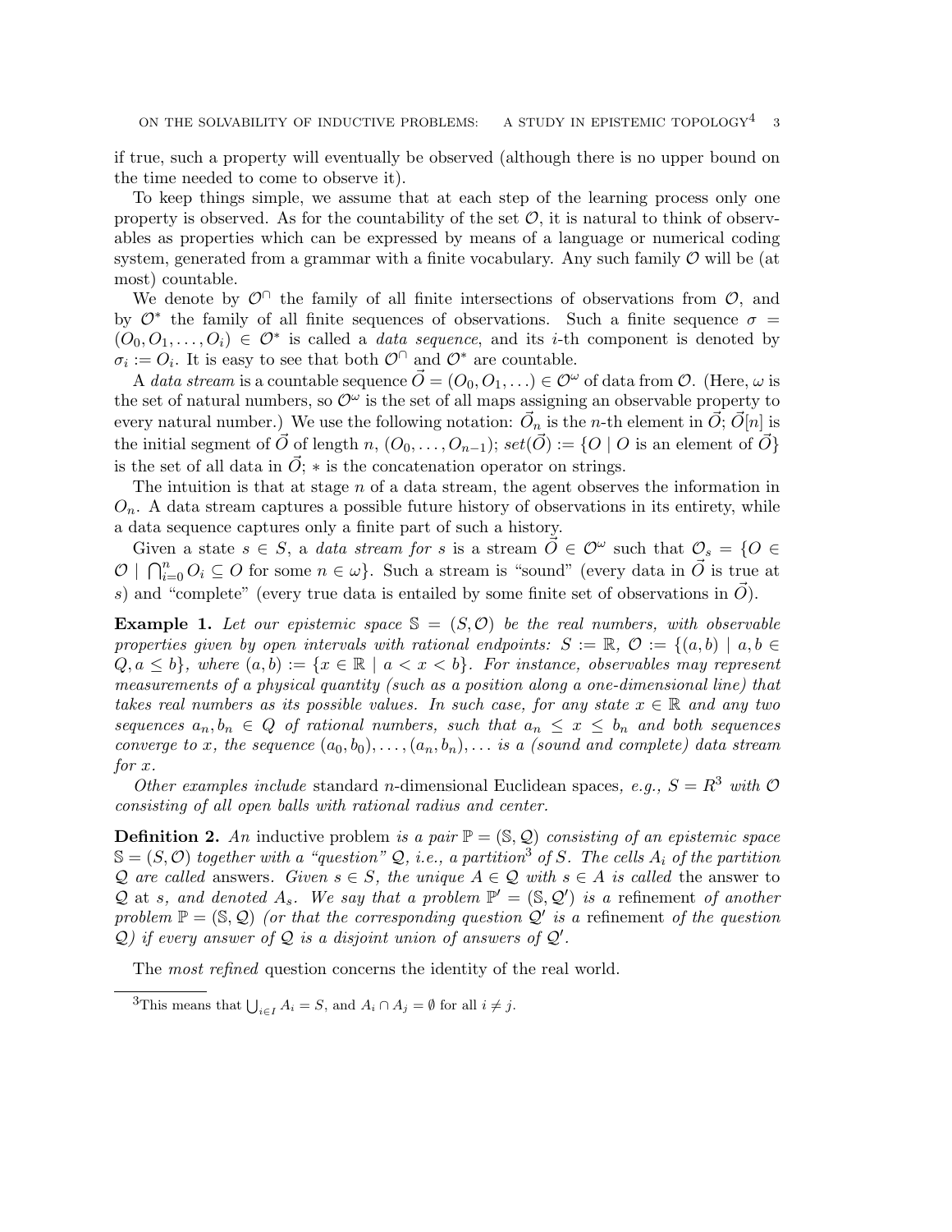if true, such a property will eventually be observed (although there is no upper bound on the time needed to come to observe it).

To keep things simple, we assume that at each step of the learning process only one property is observed. As for the countability of the set $\mathcal{O}$, it is natural to think of observables as properties which can be expressed by means of a language or numerical coding system, generated from a grammar with a finite vocabulary. Any such family $\mathcal{O}$ will be (at most) countable.

We denote by $\mathcal{O}^{\cap}$ the family of all finite intersections of observations from $\mathcal{O}$, and by $\mathcal{O}^*$ the family of all finite sequences of observations. Such a finite sequence $\sigma = (O_0, O_1, \ldots, O_i) \in \mathcal{O}^*$ is called a *data sequence*, and its $i$-th component is denoted by $\sigma_i := O_i$. It is easy to see that both $\mathcal{O}^{\cap}$ and $\mathcal{O}^*$ are countable.

A *data stream* is a countable sequence $\vec{O} = (O_0, O_1, \ldots) \in \mathcal{O}^{\omega}$ of data from $\mathcal{O}$. (Here, $\omega$ is the set of natural numbers, so $\mathcal{O}^{\omega}$ is the set of all maps assigning an observable property to every natural number.) We use the following notation: $\vec{O}_n$ is the $n$-th element in $\vec{O}$; $\vec{O}[n]$ is the initial segment of $\vec{O}$ of length $n$, $(O_0, \ldots, O_{n-1})$; $set(\vec{O}) := \{O \mid O \text{ is an element of } \vec{O}\}$ is the set of all data in $\vec{O}$; $*$ is the concatenation operator on strings.

The intuition is that at stage $n$ of a data stream, the agent observes the information in $O_n$. A data stream captures a possible future history of observations in its entirety, while a data sequence captures only a finite part of such a history.

Given a state $s \in S$, a *data stream for $s$* is a stream $\vec{O} \in \mathcal{O}^{\omega}$ such that $\mathcal{O}_s = \{O \in \mathcal{O} \mid \bigcap_{i=0}^{n} O_i \subseteq O \text{ for some } n \in \omega\}$. Such a stream is "sound" (every data in $\vec{O}$ is true at $s$) and "complete" (every true data is entailed by some finite set of observations in $\vec{O}$).

**Example 1.** *Let our epistemic space $\mathbb{S} = (S, \mathcal{O})$ be the real numbers, with observable properties given by open intervals with rational endpoints: $S := \mathbb{R}$, $\mathcal{O} := \{(a,b) \mid a, b \in Q, a \leq b\}$, where $(a,b) := \{x \in \mathbb{R} \mid a < x < b\}$. For instance, observables may represent measurements of a physical quantity (such as a position along a one-dimensional line) that takes real numbers as its possible values. In such case, for any state $x \in \mathbb{R}$ and any two sequences $a_n, b_n \in Q$ of rational numbers, such that $a_n \leq x \leq b_n$ and both sequences converge to $x$, the sequence $(a_0, b_0), \ldots, (a_n, b_n), \ldots$ is a (sound and complete) data stream for $x$.*

*Other examples include* standard $n$-dimensional Euclidean spaces*, e.g., $S = R^3$ with $\mathcal{O}$ consisting of all open balls with rational radius and center.*

**Definition 2.** *An* inductive problem *is a pair $\mathbb{P} = (\mathbb{S}, \mathcal{Q})$ consisting of an epistemic space $\mathbb{S} = (S, \mathcal{O})$ together with a "question" $\mathcal{Q}$, i.e., a partition[3] of $S$. The cells $A_i$ of the partition $\mathcal{Q}$ are called* answers*. Given $s \in S$, the unique $A \in \mathcal{Q}$ with $s \in A$ is called* the answer *to $\mathcal{Q}$ at $s$, and denoted $A_s$. We say that a problem $\mathbb{P}' = (\mathbb{S}, \mathcal{Q}')$ is a* refinement *of another problem $\mathbb{P} = (\mathbb{S}, \mathcal{Q})$ (or that the corresponding question $\mathcal{Q}'$ is a* refinement *of the question $\mathcal{Q}$) if every answer of $\mathcal{Q}$ is a disjoint union of answers of $\mathcal{Q}'$.*

The *most refined* question concerns the identity of the real world.

[3]This means that $\bigcup_{i \in I} A_i = S$, and $A_i \cap A_j = \emptyset$ for all $i \neq j$.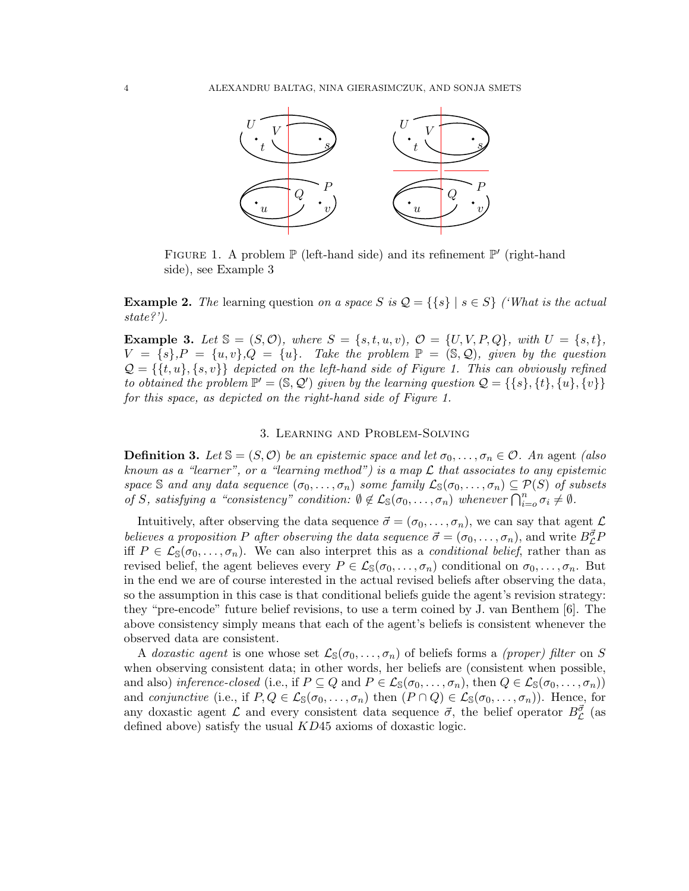FIGURE 1. A problem $\mathbb{P}$ (left-hand side) and its refinement $\mathbb{P}'$ (right-hand side), see Example 3

**Example 2.** *The* learning question *on a space $S$ is $\mathcal{Q} = \{\{s\} \mid s \in S\}$ ('What is the actual state?').*

**Example 3.** *Let $\mathbb{S} = (S, \mathcal{O})$, where $S = \{s, t, u, v\}$, $\mathcal{O} = \{U, V, P, Q\}$, with $U = \{s, t\}$, $V = \{s\}$, $P = \{u, v\}$, $Q = \{u\}$. Take the problem $\mathbb{P} = (\mathbb{S}, \mathcal{Q})$, given by the question $\mathcal{Q} = \{\{t, u\}, \{s, v\}\}$ depicted on the left-hand side of Figure 1. This can obviously refined to obtained the problem $\mathbb{P}' = (\mathbb{S}, \mathcal{Q}')$ given by the learning question $\mathcal{Q} = \{\{s\}, \{t\}, \{u\}, \{v\}\}$ for this space, as depicted on the right-hand side of Figure 1.*

## 3. Learning and Problem-Solving

**Definition 3.** *Let $\mathbb{S} = (S, \mathcal{O})$ be an epistemic space and let $\sigma_0, \ldots, \sigma_n \in \mathcal{O}$. An* agent *(also known as a "learner", or a "learning method") is a map $\mathcal{L}$ that associates to any epistemic space $\mathbb{S}$ and any data sequence $(\sigma_0, \ldots, \sigma_n)$ some family $\mathcal{L}_{\mathbb{S}}(\sigma_0, \ldots, \sigma_n) \subseteq \mathcal{P}(S)$ of subsets of $S$, satisfying a "consistency" condition: $\emptyset \notin \mathcal{L}_{\mathbb{S}}(\sigma_0, \ldots, \sigma_n)$ whenever $\bigcap_{i=o}^{n} \sigma_i \neq \emptyset$.*

Intuitively, after observing the data sequence $\vec{\sigma} = (\sigma_0, \ldots, \sigma_n)$, we can say that agent $\mathcal{L}$ *believes a proposition $P$ after observing the data sequence $\vec{\sigma} = (\sigma_0, \ldots, \sigma_n)$*, and write $B^{\vec{\sigma}}_{\mathcal{L}} P$ iff $P \in \mathcal{L}_{\mathbb{S}}(\sigma_0, \ldots, \sigma_n)$. We can also interpret this as a *conditional belief*, rather than as revised belief, the agent believes every $P \in \mathcal{L}_{\mathbb{S}}(\sigma_0, \ldots, \sigma_n)$ conditional on $\sigma_0, \ldots, \sigma_n$. But in the end we are of course interested in the actual revised beliefs after observing the data, so the assumption in this case is that conditional beliefs guide the agent's revision strategy: they "pre-encode" future belief revisions, to use a term coined by J. van Benthem [6]. The above consistency simply means that each of the agent's beliefs is consistent whenever the observed data are consistent.

A *doxastic agent* is one whose set $\mathcal{L}_{\mathbb{S}}(\sigma_0, \ldots, \sigma_n)$ of beliefs forms a *(proper) filter* on $S$ when observing consistent data; in other words, her beliefs are (consistent when possible, and also) *inference-closed* (i.e., if $P \subseteq Q$ and $P \in \mathcal{L}_{\mathbb{S}}(\sigma_0, \ldots, \sigma_n)$, then $Q \in \mathcal{L}_{\mathbb{S}}(\sigma_0, \ldots, \sigma_n)$) and *conjunctive* (i.e., if $P, Q \in \mathcal{L}_{\mathbb{S}}(\sigma_0, \ldots, \sigma_n)$ then $(P \cap Q) \in \mathcal{L}_{\mathbb{S}}(\sigma_0, \ldots, \sigma_n)$). Hence, for any doxastic agent $\mathcal{L}$ and every consistent data sequence $\vec{\sigma}$, the belief operator $B^{\vec{\sigma}}_{\mathcal{L}}$ (as defined above) satisfy the usual $KD45$ axioms of doxastic logic.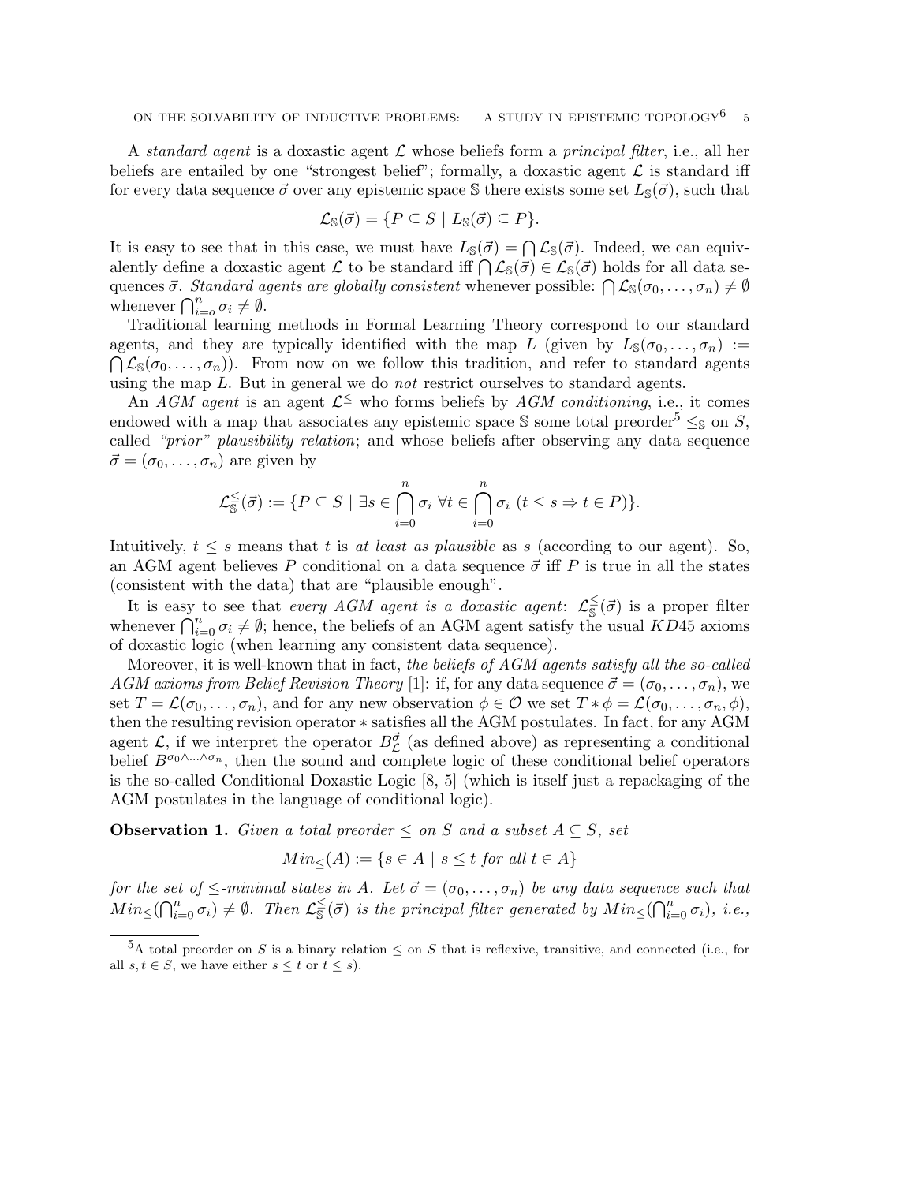A *standard agent* is a doxastic agent $\mathcal{L}$ whose beliefs form a *principal filter*, i.e., all her beliefs are entailed by one "strongest belief"; formally, a doxastic agent $\mathcal{L}$ is standard iff for every data sequence $\vec{\sigma}$ over any epistemic space $\mathbb{S}$ there exists some set $L_{\mathbb{S}}(\vec{\sigma})$, such that

$$\mathcal{L}_{\mathbb{S}}(\vec{\sigma}) = \{P \subseteq S \mid L_{\mathbb{S}}(\vec{\sigma}) \subseteq P\}.$$

It is easy to see that in this case, we must have $L_{\mathbb{S}}(\vec{\sigma}) = \bigcap \mathcal{L}_{\mathbb{S}}(\vec{\sigma})$. Indeed, we can equivalently define a doxastic agent $\mathcal{L}$ to be standard iff $\bigcap \mathcal{L}_{\mathbb{S}}(\vec{\sigma}) \in \mathcal{L}_{\mathbb{S}}(\vec{\sigma})$ holds for all data sequences $\vec{\sigma}$. *Standard agents are globally consistent* whenever possible: $\bigcap \mathcal{L}_{\mathbb{S}}(\sigma_0, \ldots, \sigma_n) \neq \emptyset$ whenever $\bigcap_{i=o}^{n} \sigma_i \neq \emptyset$.

Traditional learning methods in Formal Learning Theory correspond to our standard agents, and they are typically identified with the map $L$ (given by $L_{\mathbb{S}}(\sigma_0, \ldots, \sigma_n) := \bigcap \mathcal{L}_{\mathbb{S}}(\sigma_0, \ldots, \sigma_n)$). From now on we follow this tradition, and refer to standard agents using the map $L$. But in general we do *not* restrict ourselves to standard agents.

An *AGM agent* is an agent $\mathcal{L}^{\leq}$ who forms beliefs by *AGM conditioning*, i.e., it comes endowed with a map that associates any epistemic space $\mathbb{S}$ some total preorder[5] $\leq_{\mathbb{S}}$ on $S$, called *"prior" plausibility relation*; and whose beliefs after observing any data sequence $\vec{\sigma} = (\sigma_0, \ldots, \sigma_n)$ are given by

$$\mathcal{L}^{\leq}_{\mathbb{S}}(\vec{\sigma}) := \{P \subseteq S \mid \exists s \in \bigcap_{i=0}^{n} \sigma_i \ \forall t \in \bigcap_{i=0}^{n} \sigma_i \ (t \leq s \Rightarrow t \in P)\}.$$

Intuitively, $t \leq s$ means that $t$ is *at least as plausible* as $s$ (according to our agent). So, an AGM agent believes $P$ conditional on a data sequence $\vec{\sigma}$ iff $P$ is true in all the states (consistent with the data) that are "plausible enough".

It is easy to see that *every AGM agent is a doxastic agent*: $\mathcal{L}^{\leq}_{\mathbb{S}}(\vec{\sigma})$ is a proper filter whenever $\bigcap_{i=0}^{n} \sigma_i \neq \emptyset$; hence, the beliefs of an AGM agent satisfy the usual $KD45$ axioms of doxastic logic (when learning any consistent data sequence).

Moreover, it is well-known that in fact, *the beliefs of AGM agents satisfy all the so-called AGM axioms from Belief Revision Theory* [1]: if, for any data sequence $\vec{\sigma} = (\sigma_0, \ldots, \sigma_n)$, we set $T = \mathcal{L}(\sigma_0, \ldots, \sigma_n)$, and for any new observation $\phi \in \mathcal{O}$ we set $T * \phi = \mathcal{L}(\sigma_0, \ldots, \sigma_n, \phi)$, then the resulting revision operator $*$ satisfies all the AGM postulates. In fact, for any AGM agent $\mathcal{L}$, if we interpret the operator $B^{\vec{\sigma}}_{\mathcal{L}}$ (as defined above) as representing a conditional belief $B^{\sigma_0 \wedge \ldots \wedge \sigma_n}$, then the sound and complete logic of these conditional belief operators is the so-called Conditional Doxastic Logic [8, 5] (which is itself just a repackaging of the AGM postulates in the language of conditional logic).

**Observation 1.** *Given a total preorder $\leq$ on $S$ and a subset $A \subseteq S$, set*

$$Min_{\leq}(A) := \{s \in A \mid s \leq t \text{ for all } t \in A\}$$

*for the set of $\leq$-minimal states in $A$. Let $\vec{\sigma} = (\sigma_0, \ldots, \sigma_n)$ be any data sequence such that $Min_{\leq}(\bigcap_{i=0}^{n} \sigma_i) \neq \emptyset$. Then $\mathcal{L}^{\leq}_{\mathbb{S}}(\vec{\sigma})$ is the principal filter generated by $Min_{\leq}(\bigcap_{i=0}^{n} \sigma_i)$, i.e.,*

[5] A total preorder on $S$ is a binary relation $\leq$ on $S$ that is reflexive, transitive, and connected (i.e., for all $s, t \in S$, we have either $s \leq t$ or $t \leq s$).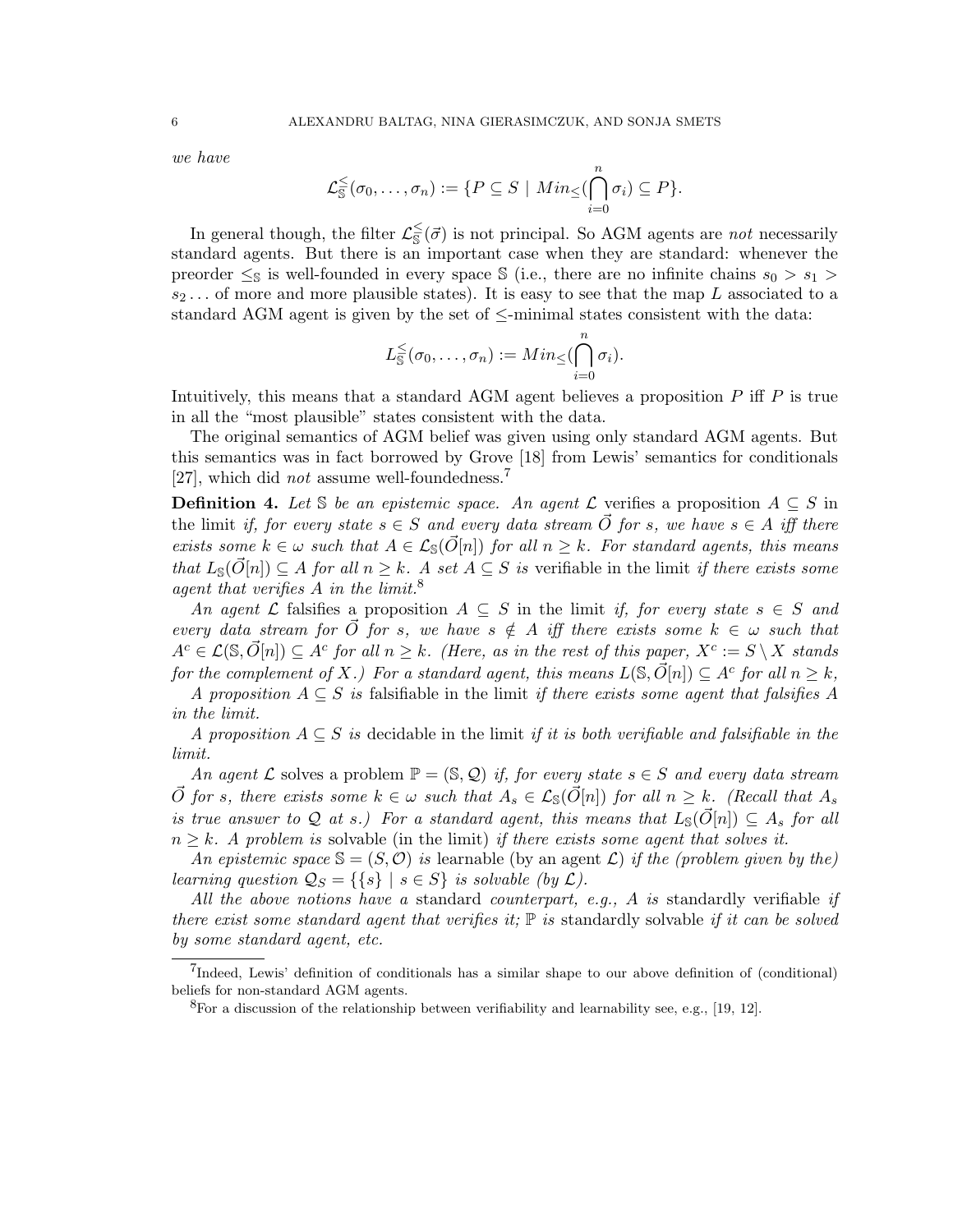*we have*

$$\mathcal{L}^{\leq}_{\mathbb{S}}(\sigma_0, \ldots, \sigma_n) := \{P \subseteq S \mid Min_{\leq}(\bigcap_{i=0}^{n} \sigma_i) \subseteq P\}.$$

In general though, the filter $\mathcal{L}^{\leq}_{\mathbb{S}}(\vec{\sigma})$ is not principal. So AGM agents are *not* necessarily standard agents. But there is an important case when they are standard: whenever the preorder $\leq_{\mathbb{S}}$ is well-founded in every space $\mathbb{S}$ (i.e., there are no infinite chains $s_0 > s_1 > s_2 \ldots$ of more and more plausible states). It is easy to see that the map $L$ associated to a standard AGM agent is given by the set of $\leq$-minimal states consistent with the data:

$$L^{\leq}_{\mathbb{S}}(\sigma_0, \ldots, \sigma_n) := Min_{\leq}(\bigcap_{i=0}^{n} \sigma_i).$$

Intuitively, this means that a standard AGM agent believes a proposition $P$ iff $P$ is true in all the "most plausible" states consistent with the data.

The original semantics of AGM belief was given using only standard AGM agents. But this semantics was in fact borrowed by Grove [18] from Lewis' semantics for conditionals [27], which did *not* assume well-foundedness.[7]

**Definition 4.** *Let $\mathbb{S}$ be an epistemic space. An agent $\mathcal{L}$* verifies *a proposition $A \subseteq S$ in* the limit *if, for every state $s \in S$ and every data stream $\vec{O}$ for $s$, we have $s \in A$ iff there exists some $k \in \omega$ such that $A \in \mathcal{L}_{\mathbb{S}}(\vec{O}[n])$ for all $n \geq k$. For standard agents, this means that $L_{\mathbb{S}}(\vec{O}[n]) \subseteq A$ for all $n \geq k$. A set $A \subseteq S$ is* verifiable in the limit *if there exists some agent that verifies $A$ in the limit.*[8]

*An agent $\mathcal{L}$* falsifies *a proposition $A \subseteq S$ in the limit if, for every state $s \in S$ and every data stream for $\vec{O}$ for $s$, we have $s \notin A$ iff there exists some $k \in \omega$ such that $A^c \in \mathcal{L}(\mathbb{S}, \vec{O}[n]) \subseteq A^c$ for all $n \geq k$. (Here, as in the rest of this paper, $X^c := S \setminus X$ stands for the complement of $X$.) For a standard agent, this means $L(\mathbb{S}, \vec{O}[n]) \subseteq A^c$ for all $n \geq k$,*

*A proposition $A \subseteq S$ is* falsifiable in the limit *if there exists some agent that falsifies $A$ in the limit.*

*A proposition $A \subseteq S$ is* decidable in the limit *if it is both verifiable and falsifiable in the limit.*

*An agent $\mathcal{L}$* solves *a problem $\mathbb{P} = (\mathbb{S}, \mathcal{Q})$ if, for every state $s \in S$ and every data stream $\vec{O}$ for $s$, there exists some $k \in \omega$ such that $A_s \in \mathcal{L}_{\mathbb{S}}(\vec{O}[n])$ for all $n \geq k$. (Recall that $A_s$ is true answer to $\mathcal{Q}$ at $s$.) For a standard agent, this means that $L_{\mathbb{S}}(\vec{O}[n]) \subseteq A_s$ for all $n \geq k$. A problem is* solvable *(in the limit) if there exists some agent that solves it.*

*An epistemic space $\mathbb{S} = (S, \mathcal{O})$ is* learnable *(by an agent $\mathcal{L}$) if the (problem given by the) learning question $\mathcal{Q}_S = \{\{s\} \mid s \in S\}$ is solvable (by $\mathcal{L}$).*

*All the above notions have a* standard *counterpart, e.g., $A$ is* standardly verifiable *if there exist some standard agent that verifies it; $\mathbb{P}$ is* standardly solvable *if it can be solved by some standard agent, etc.*

---

[7] Indeed, Lewis' definition of conditionals has a similar shape to our above definition of (conditional) beliefs for non-standard AGM agents.

[8] For a discussion of the relationship between verifiability and learnability see, e.g., [19, 12].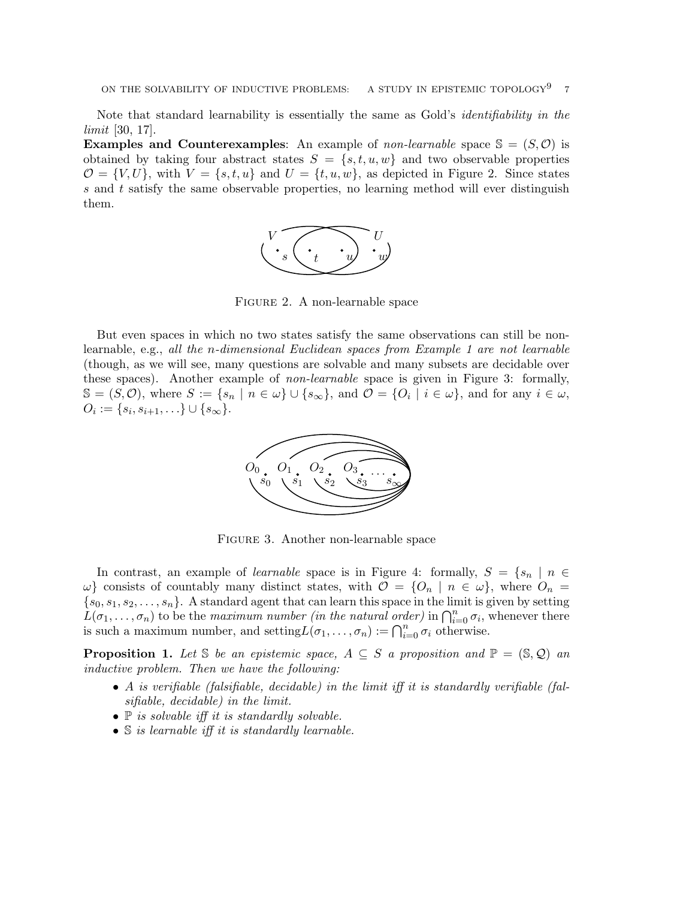Note that standard learnability is essentially the same as Gold's *identifiability in the limit* [30, 17].

**Examples and Counterexamples**: An example of *non-learnable* space $\mathbb{S} = (S, \mathcal{O})$ is obtained by taking four abstract states $S = \{s, t, u, w\}$ and two observable properties $\mathcal{O} = \{V, U\}$, with $V = \{s, t, u\}$ and $U = \{t, u, w\}$, as depicted in Figure 2. Since states $s$ and $t$ satisfy the same observable properties, no learning method will ever distinguish them.

Figure 2. A non-learnable space

But even spaces in which no two states satisfy the same observations can still be non-learnable, e.g., *all the n-dimensional Euclidean spaces from Example 1 are not learnable* (though, as we will see, many questions are solvable and many subsets are decidable over these spaces). Another example of *non-learnable* space is given in Figure 3: formally, $\mathbb{S} = (S, \mathcal{O})$, where $S := \{s_n \mid n \in \omega\} \cup \{s_\infty\}$, and $\mathcal{O} = \{O_i \mid i \in \omega\}$, and for any $i \in \omega$, $O_i := \{s_i, s_{i+1}, \ldots\} \cup \{s_\infty\}$.

Figure 3. Another non-learnable space

In contrast, an example of *learnable* space is in Figure 4: formally, $S = \{s_n \mid n \in \omega\}$ consists of countably many distinct states, with $\mathcal{O} = \{O_n \mid n \in \omega\}$, where $O_n = \{s_0, s_1, s_2, \ldots, s_n\}$. A standard agent that can learn this space in the limit is given by setting $L(\sigma_1, \ldots, \sigma_n)$ to be the *maximum number (in the natural order)* in $\bigcap_{i=0}^{n} \sigma_i$, whenever there is such a maximum number, and setting$L(\sigma_1, \ldots, \sigma_n) := \bigcap_{i=0}^{n} \sigma_i$ otherwise.

**Proposition 1.** *Let $\mathbb{S}$ be an epistemic space, $A \subseteq S$ a proposition and $\mathbb{P} = (\mathbb{S}, \mathcal{Q})$ an inductive problem. Then we have the following:*

- *$A$ is verifiable (falsifiable, decidable) in the limit iff it is standardly verifiable (falsifiable, decidable) in the limit.*
- *$\mathbb{P}$ is solvable iff it is standardly solvable.*
- *$\mathbb{S}$ is learnable iff it is standardly learnable.*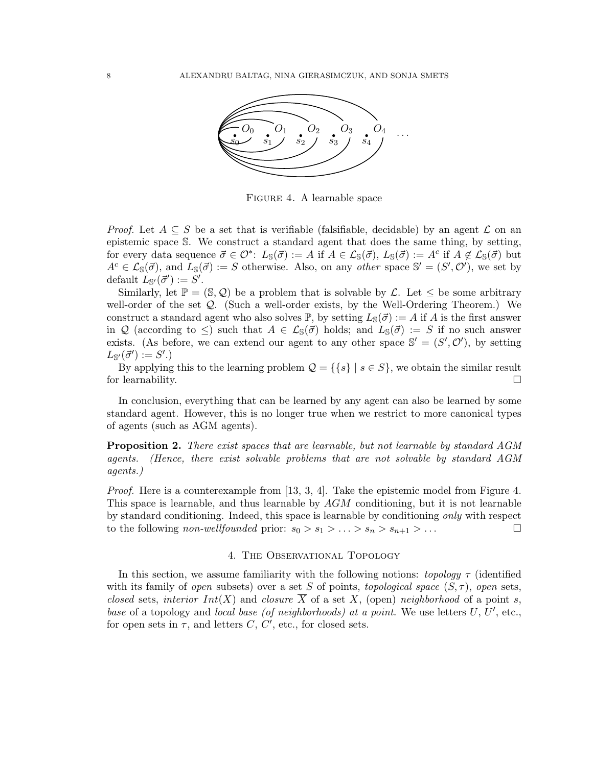FIGURE 4. A learnable space

*Proof.* Let $A \subseteq S$ be a set that is verifiable (falsifiable, decidable) by an agent $\mathcal{L}$ on an epistemic space $\mathbb{S}$. We construct a standard agent that does the same thing, by setting, for every data sequence $\vec{\sigma} \in \mathcal{O}^*$: $L_{\mathbb{S}}(\vec{\sigma}) := A$ if $A \in \mathcal{L}_{\mathbb{S}}(\vec{\sigma})$, $L_{\mathbb{S}}(\vec{\sigma}) := A^c$ if $A \notin \mathcal{L}_{\mathbb{S}}(\vec{\sigma})$ but $A^c \in \mathcal{L}_{\mathbb{S}}(\vec{\sigma})$, and $L_{\mathbb{S}}(\vec{\sigma}) := S$ otherwise. Also, on any *other* space $\mathbb{S}' = (S', \mathcal{O}')$, we set by default $L_{\mathbb{S}'}(\vec{\sigma}') := S'$.

Similarly, let $\mathbb{P} = (\mathbb{S}, \mathcal{Q})$ be a problem that is solvable by $\mathcal{L}$. Let $\leq$ be some arbitrary well-order of the set $\mathcal{Q}$. (Such a well-order exists, by the Well-Ordering Theorem.) We construct a standard agent who also solves $\mathbb{P}$, by setting $L_{\mathbb{S}}(\vec{\sigma}) := A$ if $A$ is the first answer in $\mathcal{Q}$ (according to $\leq$) such that $A \in \mathcal{L}_{\mathbb{S}}(\vec{\sigma})$ holds; and $L_{\mathbb{S}}(\vec{\sigma}) := S$ if no such answer exists. (As before, we can extend our agent to any other space $\mathbb{S}' = (S', \mathcal{O}')$, by setting $L_{\mathbb{S}'}(\vec{\sigma}') := S'$.)

By applying this to the learning problem $\mathcal{Q} = \{\{s\} \mid s \in S\}$, we obtain the similar result for learnability. □

In conclusion, everything that can be learned by any agent can also be learned by some standard agent. However, this is no longer true when we restrict to more canonical types of agents (such as AGM agents).

**Proposition 2.** *There exist spaces that are learnable, but not learnable by standard AGM agents. (Hence, there exist solvable problems that are not solvable by standard AGM agents.)*

*Proof.* Here is a counterexample from [13, 3, 4]. Take the epistemic model from Figure 4. This space is learnable, and thus learnable by *AGM* conditioning, but it is not learnable by standard conditioning. Indeed, this space is learnable by conditioning *only* with respect to the following *non-wellfounded* prior: $s_0 > s_1 > \ldots > s_n > s_{n+1} > \ldots$ □

## 4. The Observational Topology

In this section, we assume familiarity with the following notions: *topology* $\tau$ (identified with its family of *open* subsets) over a set $S$ of points, *topological space* $(S, \tau)$, *open* sets, *closed* sets, *interior* $Int(X)$ and *closure* $\overline{X}$ of a set $X$, (open) *neighborhood* of a point $s$, *base* of a topology and *local base (of neighborhoods) at a point.* We use letters $U$, $U'$, etc., for open sets in $\tau$, and letters $C$, $C'$, etc., for closed sets.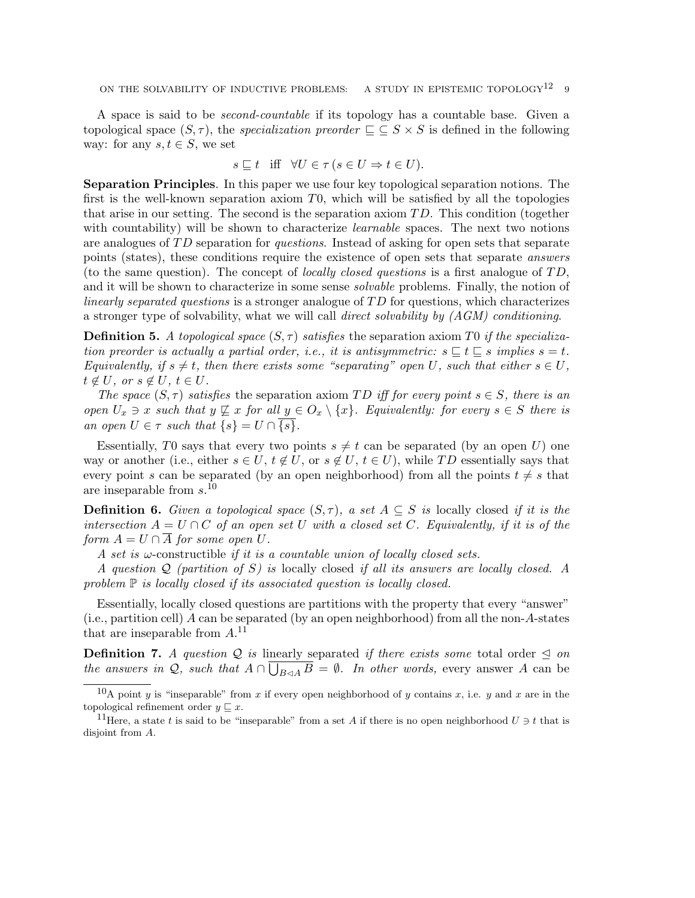A space is said to be *second-countable* if its topology has a countable base. Given a topological space $(S, \tau)$, the *specialization preorder* $\sqsubseteq \subseteq S \times S$ is defined in the following way: for any $s, t \in S$, we set

$$s \sqsubseteq t \quad \text{iff} \quad \forall U \in \tau \, (s \in U \Rightarrow t \in U).$$

**Separation Principles**. In this paper we use four key topological separation notions. The first is the well-known separation axiom $T0$, which will be satisfied by all the topologies that arise in our setting. The second is the separation axiom $TD$. This condition (together with countability) will be shown to characterize *learnable* spaces. The next two notions are analogues of $TD$ separation for *questions*. Instead of asking for open sets that separate points (states), these conditions require the existence of open sets that separate *answers* (to the same question). The concept of *locally closed questions* is a first analogue of $TD$, and it will be shown to characterize in some sense *solvable* problems. Finally, the notion of *linearly separated questions* is a stronger analogue of $TD$ for questions, which characterizes a stronger type of solvability, what we will call *direct solvability by (AGM) conditioning*.

**Definition 5.** *A topological space $(S, \tau)$ satisfies* the separation axiom $T0$ *if the specialization preorder is actually a partial order, i.e., it is antisymmetric: $s \sqsubseteq t \sqsubseteq s$ implies $s = t$. Equivalently, if $s \neq t$, then there exists some "separating" open $U$, such that either $s \in U$, $t \notin U$, or $s \notin U$, $t \in U$.*

*The space $(S, \tau)$ satisfies* the separation axiom $TD$ *iff for every point $s \in S$, there is an open $U_x \ni x$ such that $y \not\sqsubseteq x$ for all $y \in O_x \setminus \{x\}$. Equivalently: for every $s \in S$ there is an open $U \in \tau$ such that $\{s\} = U \cap \overline{\{s\}}$.*

Essentially, $T0$ says that every two points $s \neq t$ can be separated (by an open $U$) one way or another (i.e., either $s \in U$, $t \notin U$, or $s \notin U$, $t \in U$), while $TD$ essentially says that every point $s$ can be separated (by an open neighborhood) from all the points $t \neq s$ that are inseparable from $s$.[10]

**Definition 6.** *Given a topological space $(S, \tau)$, a set $A \subseteq S$ is* locally closed *if it is the intersection $A = U \cap C$ of an open set $U$ with a closed set $C$. Equivalently, if it is of the form $A = U \cap \overline{A}$ for some open $U$.*

*A set is* $\omega$-constructible *if it is a countable union of locally closed sets.*

*A question $\mathcal{Q}$ (partition of $S$) is* locally closed *if all its answers are locally closed. A problem $\mathbb{P}$ is locally closed if its associated question is locally closed.*

Essentially, locally closed questions are partitions with the property that every "answer" (i.e., partition cell) $A$ can be separated (by an open neighborhood) from all the non-$A$-states that are inseparable from $A$.[11]

**Definition 7.** *A question $\mathcal{Q}$ is* <u>linearly</u> separated *if there exists some* total order $\trianglelefteq$ *on the answers in $\mathcal{Q}$, such that $A \cap \overline{\bigcup_{B \triangleleft A} B} = \emptyset$. In other words,* every answer $A$ can be

---

[10] A point $y$ is "inseparable" from $x$ if every open neighborhood of $y$ contains $x$, i.e. $y$ and $x$ are in the topological refinement order $y \sqsubseteq x$.

[11] Here, a state $t$ is said to be "inseparable" from a set $A$ if there is no open neighborhood $U \ni t$ that is disjoint from $A$.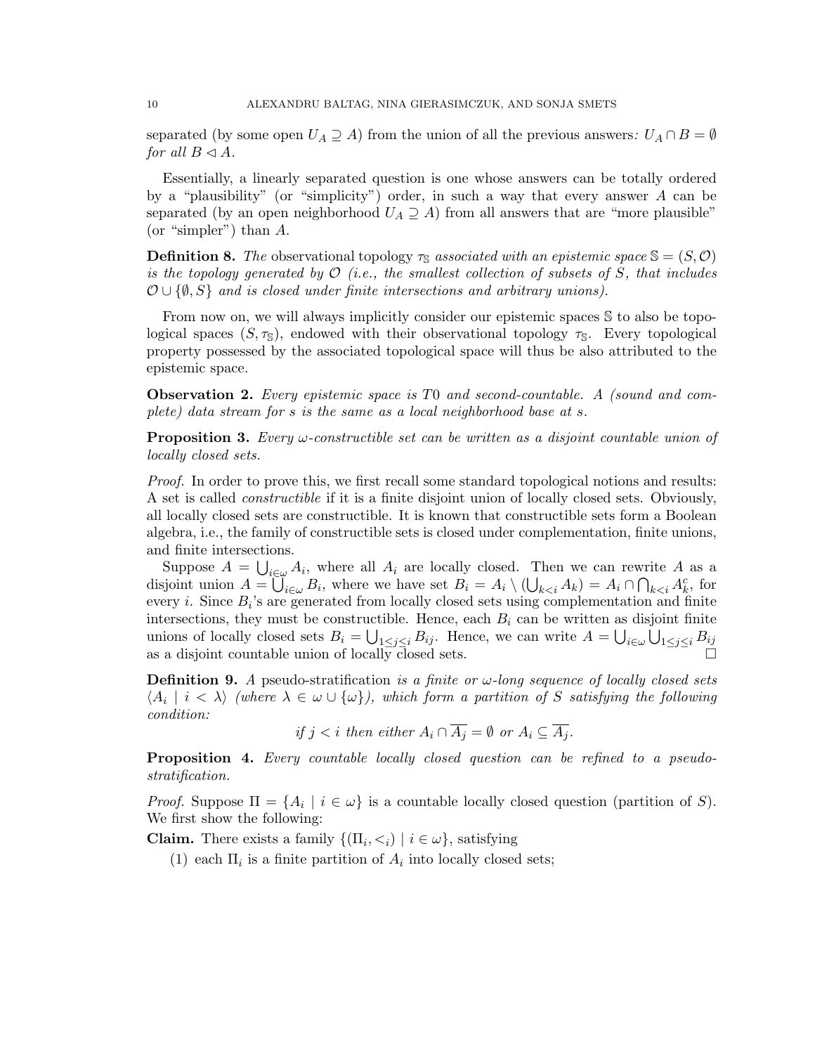separated (by some open $U_A \supseteq A$) from the union of all the previous answers*: $U_A \cap B = \emptyset$ for all $B \lhd A$.*

Essentially, a linearly separated question is one whose answers can be totally ordered by a "plausibility" (or "simplicity") order, in such a way that every answer $A$ can be separated (by an open neighborhood $U_A \supseteq A$) from all answers that are "more plausible" (or "simpler") than $A$.

**Definition 8.** *The* observational topology $\tau_{\mathbb{S}}$ *associated with an epistemic space* $\mathbb{S} = (S, \mathcal{O})$ *is the topology generated by* $\mathcal{O}$ *(i.e., the smallest collection of subsets of* $S$*, that includes* $\mathcal{O} \cup \{\emptyset, S\}$ *and is closed under finite intersections and arbitrary unions).*

From now on, we will always implicitly consider our epistemic spaces $\mathbb{S}$ to also be topological spaces $(S, \tau_{\mathbb{S}})$, endowed with their observational topology $\tau_{\mathbb{S}}$. Every topological property possessed by the associated topological space will thus be also attributed to the epistemic space.

**Observation 2.** *Every epistemic space is* $T0$ *and second-countable. A (sound and complete) data stream for* $s$ *is the same as a local neighborhood base at* $s$*.*

**Proposition 3.** *Every* $\omega$*-constructible set can be written as a disjoint countable union of locally closed sets.*

*Proof.* In order to prove this, we first recall some standard topological notions and results: A set is called *constructible* if it is a finite disjoint union of locally closed sets. Obviously, all locally closed sets are constructible. It is known that constructible sets form a Boolean algebra, i.e., the family of constructible sets is closed under complementation, finite unions, and finite intersections.

Suppose $A = \bigcup_{i \in \omega} A_i$, where all $A_i$ are locally closed. Then we can rewrite $A$ as a disjoint union $A = \bigcup_{i \in \omega} B_i$, where we have set $B_i = A_i \setminus (\bigcup_{k<i} A_k) = A_i \cap \bigcap_{k<i} A_k^c$, for every $i$. Since $B_i$'s are generated from locally closed sets using complementation and finite intersections, they must be constructible. Hence, each $B_i$ can be written as disjoint finite unions of locally closed sets $B_i = \bigcup_{1 \leq j \leq i} B_{ij}$. Hence, we can write $A = \bigcup_{i \in \omega} \bigcup_{1 \leq j \leq i} B_{ij}$ as a disjoint countable union of locally closed sets. $\square$

**Definition 9.** *A* pseudo-stratification *is a finite or* $\omega$*-long sequence of locally closed sets* $\langle A_i \mid i < \lambda \rangle$ *(where* $\lambda \in \omega \cup \{\omega\}$*), which form a partition of* $S$ *satisfying the following condition:*

$$\text{if } j < i \text{ then either } A_i \cap \overline{A_j} = \emptyset \text{ or } A_i \subseteq \overline{A_j}.$$

**Proposition 4.** *Every countable locally closed question can be refined to a pseudo-stratification.*

*Proof.* Suppose $\Pi = \{A_i \mid i \in \omega\}$ is a countable locally closed question (partition of $S$). We first show the following:

**Claim.** There exists a family $\{(\Pi_i, <_i) \mid i \in \omega\}$, satisfying

(1) each $\Pi_i$ is a finite partition of $A_i$ into locally closed sets;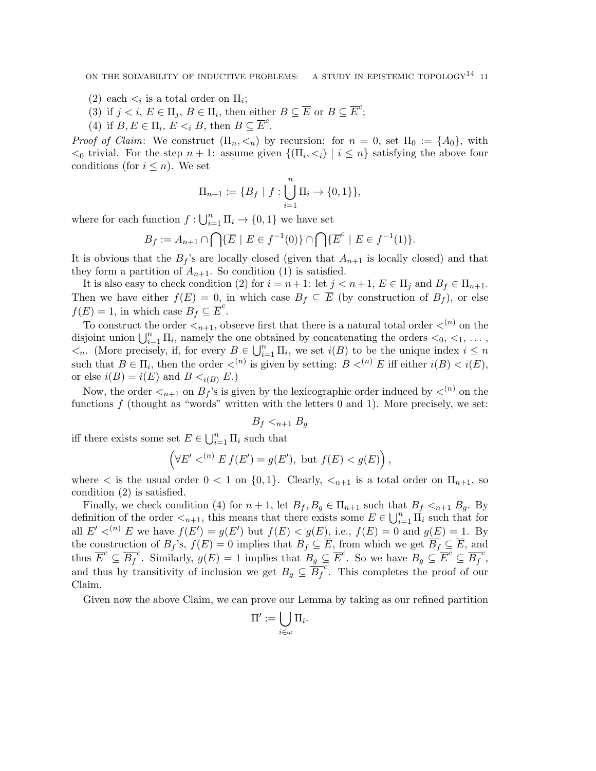(2) each $<_i$ is a total order on $\Pi_i$;

(3) if $j < i$, $E \in \Pi_j$, $B \in \Pi_i$, then either $B \subseteq \overline{E}$ or $B \subseteq \overline{E}^c$;

(4) if $B, E \in \Pi_i$, $E <_i B$, then $B \subseteq \overline{E}^c$.

*Proof of Claim*: We construct $(\Pi_n, <_n)$ by recursion: for $n = 0$, set $\Pi_0 := \{A_0\}$, with $<_0$ trivial. For the step $n+1$: assume given $\{(\Pi_i, <_i) \mid i \leq n\}$ satisfying the above four conditions (for $i \leq n$). We set

$$\Pi_{n+1} := \{B_f \mid f : \bigcup_{i=1}^{n} \Pi_i \to \{0,1\}\},$$

where for each function $f : \bigcup_{i=1}^{n} \Pi_i \to \{0,1\}$ we have set

$$B_f := A_{n+1} \cap \bigcap \{\overline{E} \mid E \in f^{-1}(0)\} \cap \bigcap \{\overline{E}^c \mid E \in f^{-1}(1)\}.$$

It is obvious that the $B_f$'s are locally closed (given that $A_{n+1}$ is locally closed) and that they form a partition of $A_{n+1}$. So condition (1) is satisfied.

It is also easy to check condition (2) for $i = n+1$: let $j < n+1$, $E \in \Pi_j$ and $B_f \in \Pi_{n+1}$. Then we have either $f(E) = 0$, in which case $B_f \subseteq \overline{E}$ (by construction of $B_f$), or else $f(E) = 1$, in which case $B_f \subseteq \overline{E}^c$.

To construct the order $<_{n+1}$, observe first that there is a natural total order $<^{(n)}$ on the disjoint union $\bigcup_{i=1}^{n} \Pi_i$, namely the one obtained by concatenating the orders $<_0$, $<_1$, ... , $<_n$. (More precisely, if, for every $B \in \bigcup_{i=1}^{n} \Pi_i$, we set $i(B)$ to be the unique index $i \leq n$ such that $B \in \Pi_i$, then the order $<^{(n)}$ is given by setting: $B <^{(n)} E$ iff either $i(B) < i(E)$, or else $i(B) = i(E)$ and $B <_{i(B)} E$.)

Now, the order $<_{n+1}$ on $B_f$'s is given by the lexicographic order induced by $<^{(n)}$ on the functions $f$ (thought as "words" written with the letters 0 and 1). More precisely, we set:

$$B_f <_{n+1} B_g$$

iff there exists some set $E \in \bigcup_{i=1}^{n} \Pi_i$ such that

$$\left(\forall E' <^{(n)} E \, f(E') = g(E'), \text{ but } f(E) < g(E)\right),$$

where $<$ is the usual order $0 < 1$ on $\{0,1\}$. Clearly, $<_{n+1}$ is a total order on $\Pi_{n+1}$, so condition (2) is satisfied.

Finally, we check condition (4) for $n+1$, let $B_f, B_g \in \Pi_{n+1}$ such that $B_f <_{n+1} B_g$. By definition of the order $<_{n+1}$, this means that there exists some $E \in \bigcup_{i=1}^{n} \Pi_i$ such that for all $E' <^{(n)} E$ we have $f(E') = g(E')$ but $f(E) < g(E)$, i.e., $f(E) = 0$ and $g(E) = 1$. By the construction of $B_f$'s, $f(E) = 0$ implies that $B_f \subseteq \overline{E}$, from which we get $\overline{B_f} \subseteq \overline{E}$, and thus $\overline{E}^c \subseteq \overline{B_f}^c$. Similarly, $g(E) = 1$ implies that $B_g \subseteq \overline{E}^c$. So we have $B_g \subseteq \overline{E}^c \subseteq \overline{B_f}^c$, and thus by transitivity of inclusion we get $B_g \subseteq \overline{B_f}^c$. This completes the proof of our Claim.

Given now the above Claim, we can prove our Lemma by taking as our refined partition

$$\Pi' := \bigcup_{i \in \omega} \Pi_i.$$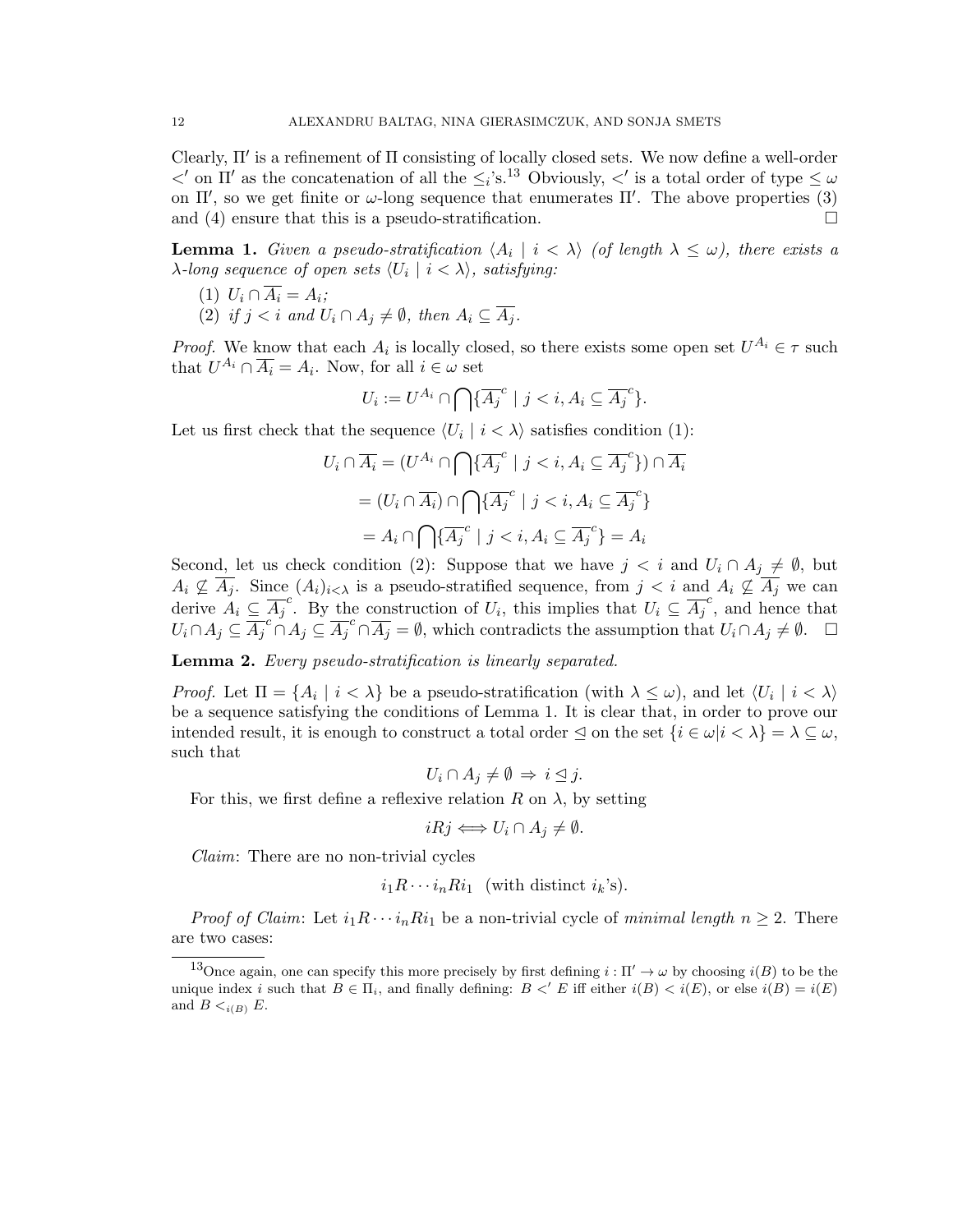Clearly, $\Pi'$ is a refinement of $\Pi$ consisting of locally closed sets. We now define a well-order $<'$ on $\Pi'$ as the concatenation of all the $\leq_i$'s.[13] Obviously, $<'$ is a total order of type $\leq \omega$ on $\Pi'$, so we get finite or $\omega$-long sequence that enumerates $\Pi'$. The above properties (3) and (4) ensure that this is a pseudo-stratification. □

**Lemma 1.** *Given a pseudo-stratification $\langle A_i \mid i < \lambda \rangle$ (of length $\lambda \leq \omega$), there exists a $\lambda$-long sequence of open sets $\langle U_i \mid i < \lambda \rangle$, satisfying:*

1. $U_i \cap \overline{A_i} = A_i$;
2. *if $j < i$ and $U_i \cap A_j \neq \emptyset$, then $A_i \subseteq \overline{A_j}$.*

*Proof.* We know that each $A_i$ is locally closed, so there exists some open set $U^{A_i} \in \tau$ such that $U^{A_i} \cap \overline{A_i} = A_i$. Now, for all $i \in \omega$ set

$$U_i := U^{A_i} \cap \bigcap \{\overline{A_j}^c \mid j < i, A_i \subseteq \overline{A_j}^c\}.$$

Let us first check that the sequence $\langle U_i \mid i < \lambda \rangle$ satisfies condition (1):

$$U_i \cap \overline{A_i} = (U^{A_i} \cap \bigcap \{\overline{A_j}^c \mid j < i, A_i \subseteq \overline{A_j}^c\}) \cap \overline{A_i}$$

$$= (U_i \cap \overline{A_i}) \cap \bigcap \{\overline{A_j}^c \mid j < i, A_i \subseteq \overline{A_j}^c\}$$

$$= A_i \cap \bigcap \{\overline{A_j}^c \mid j < i, A_i \subseteq \overline{A_j}^c\} = A_i$$

Second, let us check condition (2): Suppose that we have $j < i$ and $U_i \cap A_j \neq \emptyset$, but $A_i \not\subseteq \overline{A_j}$. Since $(A_i)_{i<\lambda}$ is a pseudo-stratified sequence, from $j < i$ and $A_i \not\subseteq \overline{A_j}$ we can derive $A_i \subseteq \overline{A_j}^c$. By the construction of $U_i$, this implies that $U_i \subseteq \overline{A_j}^c$, and hence that $U_i \cap A_j \subseteq \overline{A_j}^c \cap A_j \subseteq \overline{A_j}^c \cap \overline{A_j} = \emptyset$, which contradicts the assumption that $U_i \cap A_j \neq \emptyset$. □

**Lemma 2.** *Every pseudo-stratification is linearly separated.*

*Proof.* Let $\Pi = \{A_i \mid i < \lambda\}$ be a pseudo-stratification (with $\lambda \leq \omega$), and let $\langle U_i \mid i < \lambda \rangle$ be a sequence satisfying the conditions of Lemma 1. It is clear that, in order to prove our intended result, it is enough to construct a total order $\trianglelefteq$ on the set $\{i \in \omega | i < \lambda\} = \lambda \subseteq \omega$, such that

$$U_i \cap A_j \neq \emptyset \Rightarrow i \trianglelefteq j.$$

For this, we first define a reflexive relation $R$ on $\lambda$, by setting

$$iRj \Longleftrightarrow U_i \cap A_j \neq \emptyset.$$

*Claim*: There are no non-trivial cycles

$$i_1 R \cdots i_n R i_1 \quad \text{(with distinct } i_k\text{'s)}.$$

*Proof of Claim*: Let $i_1 R \cdots i_n R i_1$ be a non-trivial cycle of *minimal length* $n \geq 2$. There are two cases:

[13] Once again, one can specify this more precisely by first defining $i : \Pi' \to \omega$ by choosing $i(B)$ to be the unique index $i$ such that $B \in \Pi_i$, and finally defining: $B <' E$ iff either $i(B) < i(E)$, or else $i(B) = i(E)$ and $B <_{i(B)} E$.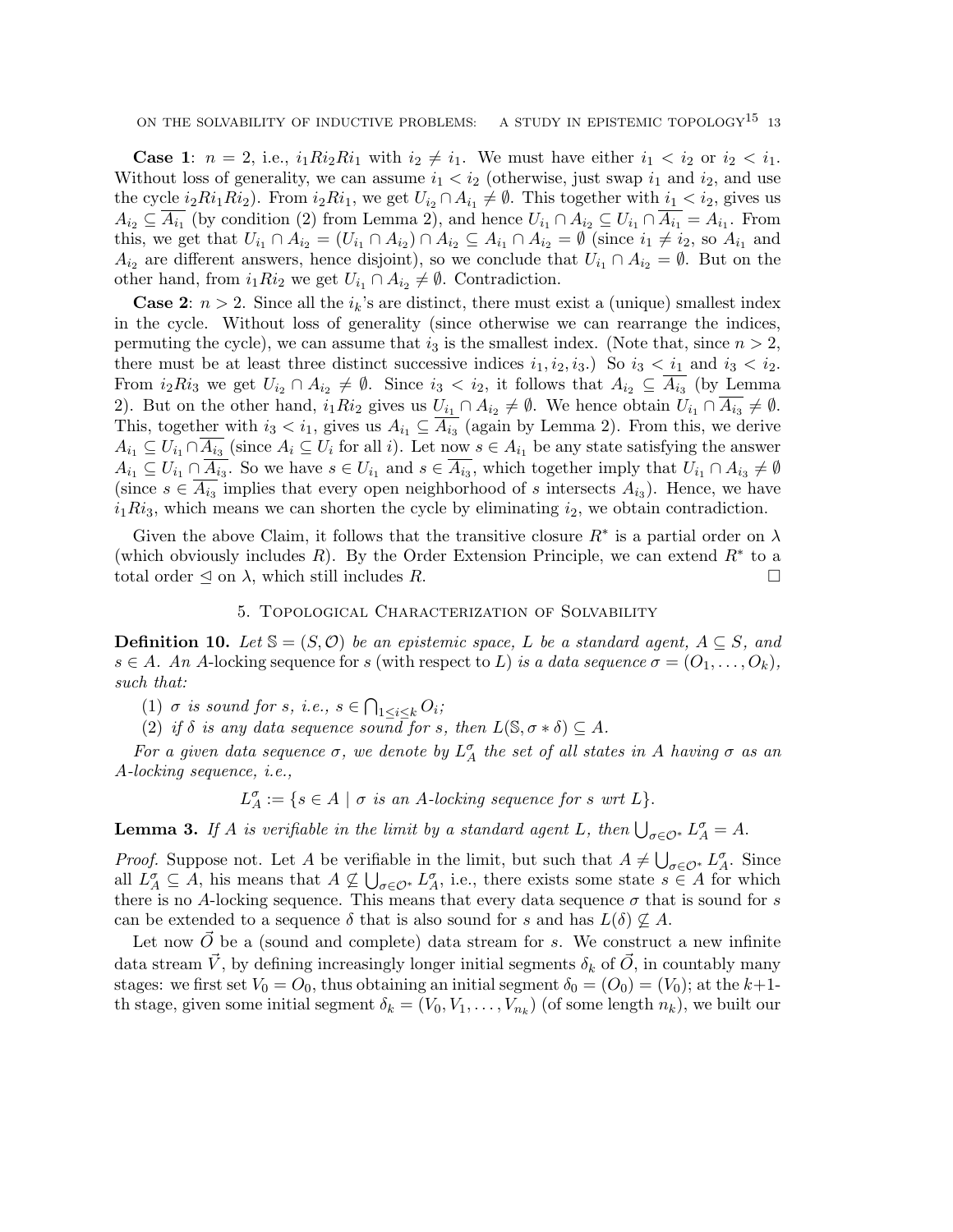**Case 1**: $n = 2$, i.e., $i_1 R i_2 R i_1$ with $i_2 \neq i_1$. We must have either $i_1 < i_2$ or $i_2 < i_1$. Without loss of generality, we can assume $i_1 < i_2$ (otherwise, just swap $i_1$ and $i_2$, and use the cycle $i_2 R i_1 R i_2$). From $i_2 R i_1$, we get $U_{i_2} \cap A_{i_1} \neq \emptyset$. This together with $i_1 < i_2$, gives us $A_{i_2} \subseteq \overline{A_{i_1}}$ (by condition (2) from Lemma 2), and hence $U_{i_1} \cap A_{i_2} \subseteq U_{i_1} \cap \overline{A_{i_1}} = A_{i_1}$. From this, we get that $U_{i_1} \cap A_{i_2} = (U_{i_1} \cap A_{i_2}) \cap A_{i_2} \subseteq A_{i_1} \cap A_{i_2} = \emptyset$ (since $i_1 \neq i_2$, so $A_{i_1}$ and $A_{i_2}$ are different answers, hence disjoint), so we conclude that $U_{i_1} \cap A_{i_2} = \emptyset$. But on the other hand, from $i_1 R i_2$ we get $U_{i_1} \cap A_{i_2} \neq \emptyset$. Contradiction.

**Case 2**: $n > 2$. Since all the $i_k$'s are distinct, there must exist a (unique) smallest index in the cycle. Without loss of generality (since otherwise we can rearrange the indices, permuting the cycle), we can assume that $i_3$ is the smallest index. (Note that, since $n > 2$, there must be at least three distinct successive indices $i_1, i_2, i_3$.) So $i_3 < i_1$ and $i_3 < i_2$. From $i_2 R i_3$ we get $U_{i_2} \cap A_{i_2} \neq \emptyset$. Since $i_3 < i_2$, it follows that $A_{i_2} \subseteq \overline{A_{i_3}}$ (by Lemma 2). But on the other hand, $i_1 R i_2$ gives us $U_{i_1} \cap A_{i_2} \neq \emptyset$. We hence obtain $U_{i_1} \cap \overline{A_{i_3}} \neq \emptyset$. This, together with $i_3 < i_1$, gives us $A_{i_1} \subseteq \overline{A_{i_3}}$ (again by Lemma 2). From this, we derive $A_{i_1} \subseteq U_{i_1} \cap \overline{A_{i_3}}$ (since $A_i \subseteq U_i$ for all $i$). Let now $s \in A_{i_1}$ be any state satisfying the answer $A_{i_1} \subseteq U_{i_1} \cap \overline{A_{i_3}}$. So we have $s \in U_{i_1}$ and $s \in \overline{A_{i_3}}$, which together imply that $U_{i_1} \cap A_{i_3} \neq \emptyset$ (since $s \in \overline{A_{i_3}}$ implies that every open neighborhood of $s$ intersects $A_{i_3}$). Hence, we have $i_1 R i_3$, which means we can shorten the cycle by eliminating $i_2$, we obtain contradiction.

Given the above Claim, it follows that the transitive closure $R^*$ is a partial order on $\lambda$ (which obviously includes $R$). By the Order Extension Principle, we can extend $R^*$ to a total order $\trianglelefteq$ on $\lambda$, which still includes $R$. $\square$

## 5. Topological Characterization of Solvability

**Definition 10.** *Let $\mathbb{S} = (S, \mathcal{O})$ be an epistemic space, $L$ be a standard agent, $A \subseteq S$, and $s \in A$. An* $A$-locking sequence for $s$ (with respect to $L$) *is a data sequence $\sigma = (O_1, \ldots, O_k)$, such that:*

1. *$\sigma$ is sound for $s$, i.e., $s \in \bigcap_{1 \leq i \leq k} O_i$;*
2. *if $\delta$ is any data sequence sound for $s$, then $L(\mathbb{S}, \sigma * \delta) \subseteq A$.*

*For a given data sequence $\sigma$, we denote by $L^{\sigma}_{A}$ the set of all states in $A$ having $\sigma$ as an $A$-locking sequence, i.e.,*

$$L^{\sigma}_{A} := \{s \in A \mid \sigma \text{ is an } A\text{-locking sequence for } s \text{ wrt } L\}.$$

**Lemma 3.** *If $A$ is verifiable in the limit by a standard agent $L$, then $\bigcup_{\sigma \in \mathcal{O}^*} L^{\sigma}_{A} = A$.*

*Proof.* Suppose not. Let $A$ be verifiable in the limit, but such that $A \neq \bigcup_{\sigma \in \mathcal{O}^*} L^{\sigma}_{A}$. Since all $L^{\sigma}_{A} \subseteq A$, his means that $A \not\subseteq \bigcup_{\sigma \in \mathcal{O}^*} L^{\sigma}_{A}$, i.e., there exists some state $s \in A$ for which there is no $A$-locking sequence. This means that every data sequence $\sigma$ that is sound for $s$ can be extended to a sequence $\delta$ that is also sound for $s$ and has $L(\delta) \not\subseteq A$.

Let now $\vec{O}$ be a (sound and complete) data stream for $s$. We construct a new infinite data stream $\vec{V}$, by defining increasingly longer initial segments $\delta_k$ of $\vec{O}$, in countably many stages: we first set $V_0 = O_0$, thus obtaining an initial segment $\delta_0 = (O_0) = (V_0)$; at the $k{+}1$-th stage, given some initial segment $\delta_k = (V_0, V_1, \ldots, V_{n_k})$ (of some length $n_k$), we built our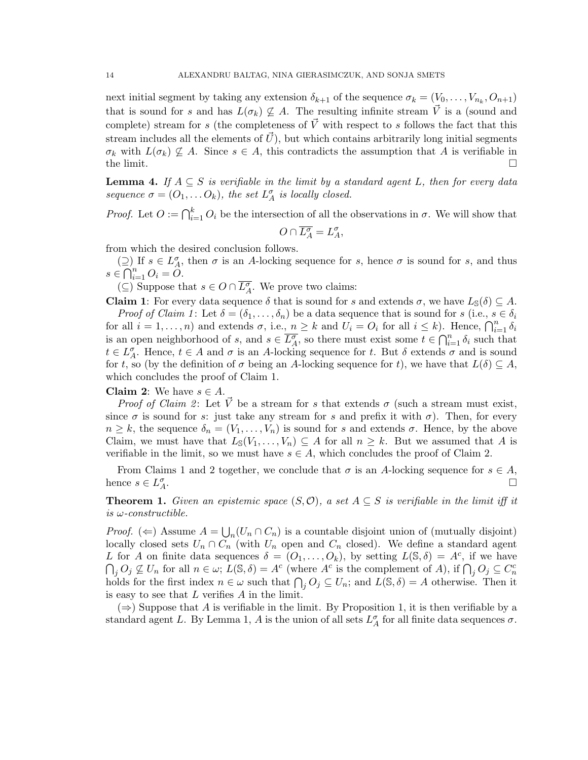next initial segment by taking any extension $\delta_{k+1}$ of the sequence $\sigma_k = (V_0, \ldots, V_{n_k}, O_{n+1})$ that is sound for $s$ and has $L(\sigma_k) \not\subseteq A$. The resulting infinite stream $\vec{V}$ is a (sound and complete) stream for $s$ (the completeness of $\vec{V}$ with respect to $s$ follows the fact that this stream includes all the elements of $\vec{U}$), but which contains arbitrarily long initial segments $\sigma_k$ with $L(\sigma_k) \not\subseteq A$. Since $s \in A$, this contradicts the assumption that $A$ is verifiable in the limit. □

**Lemma 4.** *If $A \subseteq S$ is verifiable in the limit by a standard agent $L$, then for every data sequence $\sigma = (O_1, \ldots O_k)$, the set $L_A^\sigma$ is locally closed.*

*Proof.* Let $O := \bigcap_{i=1}^k O_i$ be the intersection of all the observations in $\sigma$. We will show that

$$O \cap \overline{L_A^\sigma} = L_A^\sigma,$$

from which the desired conclusion follows.

($\supseteq$) If $s \in L_A^\sigma$, then $\sigma$ is an $A$-locking sequence for $s$, hence $\sigma$ is sound for $s$, and thus $s \in \bigcap_{i=1}^n O_i = O$.

($\subseteq$) Suppose that $s \in O \cap \overline{L_A^\sigma}$. We prove two claims:

**Claim 1**: For every data sequence $\delta$ that is sound for $s$ and extends $\sigma$, we have $L_{\mathbb{S}}(\delta) \subseteq A$.

*Proof of Claim 1*: Let $\delta = (\delta_1, \ldots, \delta_n)$ be a data sequence that is sound for $s$ (i.e., $s \in \delta_i$ for all $i = 1, \ldots, n$) and extends $\sigma$, i.e., $n \geq k$ and $U_i = O_i$ for all $i \leq k$). Hence, $\bigcap_{i=1}^n \delta_i$ is an open neighborhood of $s$, and $s \in \overline{L_A^\sigma}$, so there must exist some $t \in \bigcap_{i=1}^n \delta_i$ such that $t \in L_A^\sigma$. Hence, $t \in A$ and $\sigma$ is an $A$-locking sequence for $t$. But $\delta$ extends $\sigma$ and is sound for $t$, so (by the definition of $\sigma$ being an $A$-locking sequence for $t$), we have that $L(\delta) \subseteq A$, which concludes the proof of Claim 1.

**Claim 2**: We have $s \in A$.

*Proof of Claim 2*: Let $\vec{V}$ be a stream for $s$ that extends $\sigma$ (such a stream must exist, since $\sigma$ is sound for $s$: just take any stream for $s$ and prefix it with $\sigma$). Then, for every $n \geq k$, the sequence $\delta_n = (V_1, \ldots, V_n)$ is sound for $s$ and extends $\sigma$. Hence, by the above Claim, we must have that $L_{\mathbb{S}}(V_1, \ldots, V_n) \subseteq A$ for all $n \geq k$. But we assumed that $A$ is verifiable in the limit, so we must have $s \in A$, which concludes the proof of Claim 2.

From Claims 1 and 2 together, we conclude that $\sigma$ is an $A$-locking sequence for $s \in A$, hence $s \in L_A^\sigma$. □

**Theorem 1.** *Given an epistemic space $(S, \mathcal{O})$, a set $A \subseteq S$ is verifiable in the limit iff it is $\omega$-constructible.*

*Proof.* ($\Leftarrow$) Assume $A = \bigcup_n (U_n \cap C_n)$ is a countable disjoint union of (mutually disjoint) locally closed sets $U_n \cap C_n$ (with $U_n$ open and $C_n$ closed). We define a standard agent $L$ for $A$ on finite data sequences $\delta = (O_1, \ldots, O_k)$, by setting $L(\mathbb{S}, \delta) = A^c$, if we have $\bigcap_j O_j \not\subseteq U_n$ for all $n \in \omega$; $L(\mathbb{S}, \delta) = A^c$ (where $A^c$ is the complement of $A$), if $\bigcap_j O_j \subseteq C_n^c$ holds for the first index $n \in \omega$ such that $\bigcap_j O_j \subseteq U_n$; and $L(\mathbb{S}, \delta) = A$ otherwise. Then it is easy to see that $L$ verifies $A$ in the limit.

($\Rightarrow$) Suppose that $A$ is verifiable in the limit. By Proposition 1, it is then verifiable by a standard agent $L$. By Lemma 1, $A$ is the union of all sets $L_A^\sigma$ for all finite data sequences $\sigma$.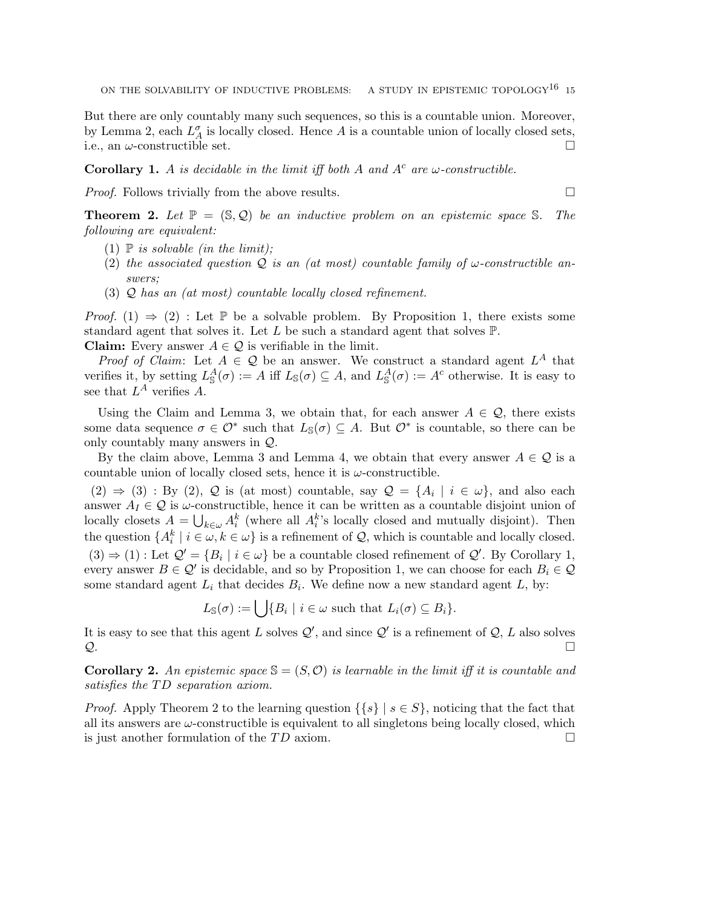But there are only countably many such sequences, so this is a countable union. Moreover, by Lemma 2, each $L_A^\sigma$ is locally closed. Hence $A$ is a countable union of locally closed sets, i.e., an $\omega$-constructible set. $\square$

**Corollary 1.** *$A$ is decidable in the limit iff both $A$ and $A^c$ are $\omega$-constructible.*

*Proof.* Follows trivially from the above results. $\square$

**Theorem 2.** *Let $\mathbb{P} = (\mathbb{S}, \mathcal{Q})$ be an inductive problem on an epistemic space $\mathbb{S}$. The following are equivalent:*

1. *$\mathbb{P}$ is solvable (in the limit);*
2. *the associated question $\mathcal{Q}$ is an (at most) countable family of $\omega$-constructible answers;*
3. *$\mathcal{Q}$ has an (at most) countable locally closed refinement.*

*Proof.* (1) $\Rightarrow$ (2) : Let $\mathbb{P}$ be a solvable problem. By Proposition 1, there exists some standard agent that solves it. Let $L$ be such a standard agent that solves $\mathbb{P}$.
**Claim:** Every answer $A \in \mathcal{Q}$ is verifiable in the limit.

*Proof of Claim*: Let $A \in \mathcal{Q}$ be an answer. We construct a standard agent $L^A$ that verifies it, by setting $L^A_{\mathbb{S}}(\sigma) := A$ iff $L_{\mathbb{S}}(\sigma) \subseteq A$, and $L^A_{\mathbb{S}}(\sigma) := A^c$ otherwise. It is easy to see that $L^A$ verifies $A$.

Using the Claim and Lemma 3, we obtain that, for each answer $A \in \mathcal{Q}$, there exists some data sequence $\sigma \in \mathcal{O}^*$ such that $L_{\mathbb{S}}(\sigma) \subseteq A$. But $\mathcal{O}^*$ is countable, so there can be only countably many answers in $\mathcal{Q}$.

By the claim above, Lemma 3 and Lemma 4, we obtain that every answer $A \in \mathcal{Q}$ is a countable union of locally closed sets, hence it is $\omega$-constructible.

(2) $\Rightarrow$ (3) : By (2), $\mathcal{Q}$ is (at most) countable, say $\mathcal{Q} = \{A_i \mid i \in \omega\}$, and also each answer $A_I \in \mathcal{Q}$ is $\omega$-constructible, hence it can be written as a countable disjoint union of locally closets $A = \bigcup_{k\in\omega} A_i^k$ (where all $A_i^k$'s locally closed and mutually disjoint). Then the question $\{A_i^k \mid i \in \omega, k \in \omega\}$ is a refinement of $\mathcal{Q}$, which is countable and locally closed.

(3) $\Rightarrow$ (1) : Let $\mathcal{Q}' = \{B_i \mid i \in \omega\}$ be a countable closed refinement of $\mathcal{Q}'$. By Corollary 1, every answer $B \in \mathcal{Q}'$ is decidable, and so by Proposition 1, we can choose for each $B_i \in \mathcal{Q}$ some standard agent $L_i$ that decides $B_i$. We define now a new standard agent $L$, by:

$$L_{\mathbb{S}}(\sigma) := \bigcup \{B_i \mid i \in \omega \text{ such that } L_i(\sigma) \subseteq B_i\}.$$

It is easy to see that this agent $L$ solves $\mathcal{Q}'$, and since $\mathcal{Q}'$ is a refinement of $\mathcal{Q}$, $L$ also solves $\mathcal{Q}$. $\square$

**Corollary 2.** *An epistemic space $\mathbb{S} = (S, \mathcal{O})$ is learnable in the limit iff it is countable and satisfies the $TD$ separation axiom.*

*Proof.* Apply Theorem 2 to the learning question $\{\{s\} \mid s \in S\}$, noticing that the fact that all its answers are $\omega$-constructible is equivalent to all singletons being locally closed, which is just another formulation of the $TD$ axiom. $\square$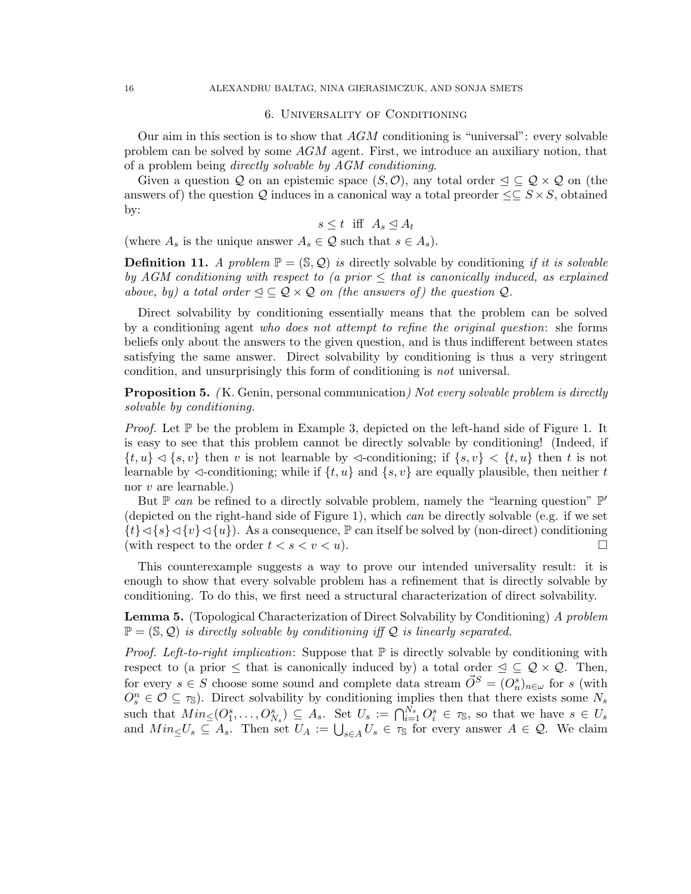## 6. Universality of Conditioning

Our aim in this section is to show that $AGM$ conditioning is "universal": every solvable problem can be solved by some $AGM$ agent. First, we introduce an auxiliary notion, that of a problem being *directly solvable by AGM conditioning*.

Given a question $\mathcal{Q}$ on an epistemic space $(S, \mathcal{O})$, any total order $\trianglelefteq \subseteq \mathcal{Q} \times \mathcal{Q}$ on (the answers of) the question $\mathcal{Q}$ induces in a canonical way a total preorder $\leq \subseteq S \times S$, obtained by:

$$s \leq t \text{ iff } A_s \trianglelefteq A_t$$

(where $A_s$ is the unique answer $A_s \in \mathcal{Q}$ such that $s \in A_s$).

**Definition 11.** *A problem $\mathbb{P} = (\mathbb{S}, \mathcal{Q})$ is* directly solvable by conditioning *if it is solvable by AGM conditioning with respect to (a prior $\leq$ that is canonically induced, as explained above, by) a total order $\trianglelefteq \subseteq \mathcal{Q} \times \mathcal{Q}$ on (the answers of) the question $\mathcal{Q}$.*

Direct solvability by conditioning essentially means that the problem can be solved by a conditioning agent *who does not attempt to refine the original question*: she forms beliefs only about the answers to the given question, and is thus indifferent between states satisfying the same answer. Direct solvability by conditioning is thus a very stringent condition, and unsurprisingly this form of conditioning is *not* universal.

**Proposition 5.** *(*K. Genin, personal communication*) Not every solvable problem is directly solvable by conditioning.*

*Proof.* Let $\mathbb{P}$ be the problem in Example 3, depicted on the left-hand side of Figure 1. It is easy to see that this problem cannot be directly solvable by conditioning! (Indeed, if $\{t, u\} \lhd \{s, v\}$ then $v$ is not learnable by $\lhd$-conditioning; if $\{s, v\} < \{t, u\}$ then $t$ is not learnable by $\lhd$-conditioning; while if $\{t, u\}$ and $\{s, v\}$ are equally plausible, then neither $t$ nor $v$ are learnable.)

But $\mathbb{P}$ *can* be refined to a directly solvable problem, namely the "learning question" $\mathbb{P}'$ (depicted on the right-hand side of Figure 1), which *can* be directly solvable (e.g. if we set $\{t\} \lhd \{s\} \lhd \{v\} \lhd \{u\}$). As a consequence, $\mathbb{P}$ can itself be solved by (non-direct) conditioning (with respect to the order $t < s < v < u$). $\square$

This counterexample suggests a way to prove our intended universality result: it is enough to show that every solvable problem has a refinement that is directly solvable by conditioning. To do this, we first need a structural characterization of direct solvability.

**Lemma 5.** (Topological Characterization of Direct Solvability by Conditioning) *A problem $\mathbb{P} = (\mathbb{S}, \mathcal{Q})$ is directly solvable by conditioning iff $\mathcal{Q}$ is linearly separated.*

*Proof. Left-to-right implication*: Suppose that $\mathbb{P}$ is directly solvable by conditioning with respect to (a prior $\leq$ that is canonically induced by) a total order $\trianglelefteq \subseteq \mathcal{Q} \times \mathcal{Q}$. Then, for every $s \in S$ choose some sound and complete data stream $\vec{O}^S = (O_n^s)_{n \in \omega}$ for $s$ (with $O_s^n \in \mathcal{O} \subseteq \tau_{\mathbb{S}}$). Direct solvability by conditioning implies then that there exists some $N_s$ such that $Min_{\leq}(O_1^s, \ldots, O_{N_s}^s) \subseteq A_s$. Set $U_s := \bigcap_{i=1}^{N_s} O_i^s \in \tau_{\mathbb{S}}$, so that we have $s \in U_s$ and $Min_{\leq} U_s \subseteq A_s$. Then set $U_A := \bigcup_{s \in A} U_s \in \tau_{\mathbb{S}}$ for every answer $A \in \mathcal{Q}$. We claim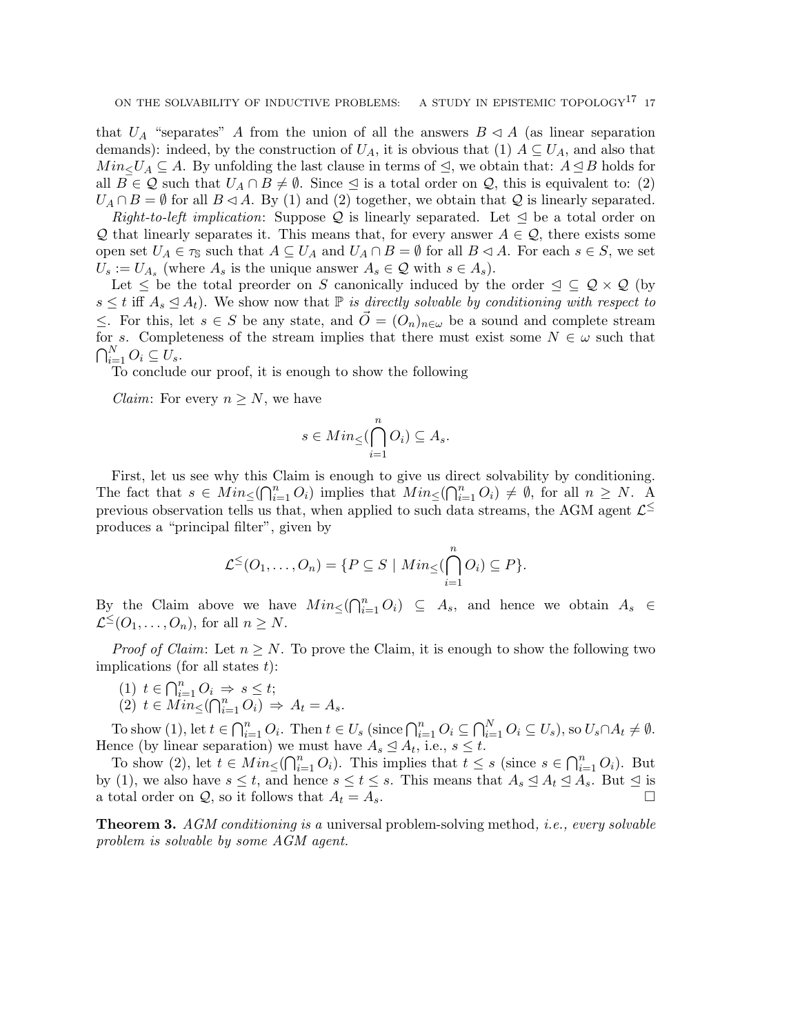that $U_A$ "separates" $A$ from the union of all the answers $B \lhd A$ (as linear separation demands): indeed, by the construction of $U_A$, it is obvious that (1) $A \subseteq U_A$, and also that $Min_{\leq} U_A \subseteq A$. By unfolding the last clause in terms of $\unlhd$, we obtain that: $A \unlhd B$ holds for all $B \in \mathcal{Q}$ such that $U_A \cap B \neq \emptyset$. Since $\unlhd$ is a total order on $\mathcal{Q}$, this is equivalent to: (2) $U_A \cap B = \emptyset$ for all $B \lhd A$. By (1) and (2) together, we obtain that $\mathcal{Q}$ is linearly separated.

*Right-to-left implication*: Suppose $\mathcal{Q}$ is linearly separated. Let $\unlhd$ be a total order on $\mathcal{Q}$ that linearly separates it. This means that, for every answer $A \in \mathcal{Q}$, there exists some open set $U_A \in \tau_{\mathbb{S}}$ such that $A \subseteq U_A$ and $U_A \cap B = \emptyset$ for all $B \lhd A$. For each $s \in S$, we set $U_s := U_{A_s}$ (where $A_s$ is the unique answer $A_s \in \mathcal{Q}$ with $s \in A_s$).

Let $\leq$ be the total preorder on $S$ canonically induced by the order $\unlhd \subseteq \mathcal{Q} \times \mathcal{Q}$ (by $s \leq t$ iff $A_s \unlhd A_t$). We show now that $\mathbb{P}$ *is directly solvable by conditioning with respect to* $\leq$. For this, let $s \in S$ be any state, and $\vec{O} = (O_n)_{n \in \omega}$ be a sound and complete stream for $s$. Completeness of the stream implies that there must exist some $N \in \omega$ such that $\bigcap_{i=1}^{N} O_i \subseteq U_s$.

To conclude our proof, it is enough to show the following

*Claim*: For every $n \geq N$, we have

$$s \in Min_{\leq}(\bigcap_{i=1}^{n} O_i) \subseteq A_s.$$

First, let us see why this Claim is enough to give us direct solvability by conditioning. The fact that $s \in Min_{\leq}(\bigcap_{i=1}^{n} O_i)$ implies that $Min_{\leq}(\bigcap_{i=1}^{n} O_i) \neq \emptyset$, for all $n \geq N$. A previous observation tells us that, when applied to such data streams, the AGM agent $\mathcal{L}^{\leq}$ produces a "principal filter", given by

$$\mathcal{L}^{\leq}(O_1, \ldots, O_n) = \{P \subseteq S \mid Min_{\leq}(\bigcap_{i=1}^{n} O_i) \subseteq P\}.$$

By the Claim above we have $Min_{\leq}(\bigcap_{i=1}^{n} O_i) \subseteq A_s$, and hence we obtain $A_s \in \mathcal{L}^{\leq}(O_1, \ldots, O_n)$, for all $n \geq N$.

*Proof of Claim*: Let $n \geq N$. To prove the Claim, it is enough to show the following two implications (for all states $t$):

(1) $t \in \bigcap_{i=1}^{n} O_i \Rightarrow s \leq t$;
(2) $t \in Min_{\leq}(\bigcap_{i=1}^{n} O_i) \Rightarrow A_t = A_s$.

To show (1), let $t \in \bigcap_{i=1}^{n} O_i$. Then $t \in U_s$ (since $\bigcap_{i=1}^{n} O_i \subseteq \bigcap_{i=1}^{N} O_i \subseteq U_s$), so $U_s \cap A_t \neq \emptyset$. Hence (by linear separation) we must have $A_s \unlhd A_t$, i.e., $s \leq t$.

To show (2), let $t \in Min_{\leq}(\bigcap_{i=1}^{n} O_i)$. This implies that $t \leq s$ (since $s \in \bigcap_{i=1}^{n} O_i$). But by (1), we also have $s \leq t$, and hence $s \leq t \leq s$. This means that $A_s \unlhd A_t \unlhd A_s$. But $\unlhd$ is a total order on $\mathcal{Q}$, so it follows that $A_t = A_s$. □

**Theorem 3.** *AGM conditioning is a* universal problem-solving method*, i.e., every solvable problem is solvable by some AGM agent.*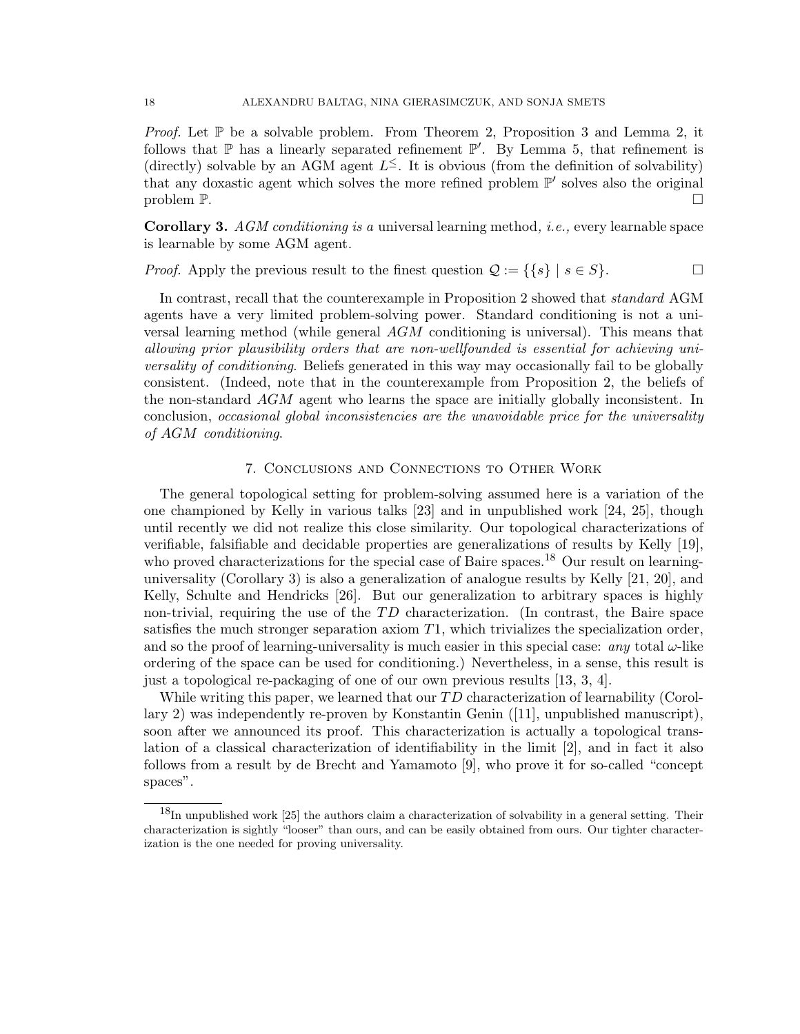*Proof.* Let $\mathbb{P}$ be a solvable problem. From Theorem 2, Proposition 3 and Lemma 2, it follows that $\mathbb{P}$ has a linearly separated refinement $\mathbb{P}'$. By Lemma 5, that refinement is (directly) solvable by an AGM agent $L^{\leq}$. It is obvious (from the definition of solvability) that any doxastic agent which solves the more refined problem $\mathbb{P}'$ solves also the original problem $\mathbb{P}$. □

**Corollary 3.** *AGM conditioning is a* universal learning method, *i.e.,* every learnable space is learnable by some AGM agent*.*

*Proof.* Apply the previous result to the finest question $\mathcal{Q} := \{\{s\} \mid s \in S\}$. □

In contrast, recall that the counterexample in Proposition 2 showed that *standard* AGM agents have a very limited problem-solving power. Standard conditioning is not a universal learning method (while general *AGM* conditioning is universal). This means that *allowing prior plausibility orders that are non-wellfounded is essential for achieving universality of conditioning*. Beliefs generated in this way may occasionally fail to be globally consistent. (Indeed, note that in the counterexample from Proposition 2, the beliefs of the non-standard *AGM* agent who learns the space are initially globally inconsistent. In conclusion, *occasional global inconsistencies are the unavoidable price for the universality of AGM conditioning*.

## 7. Conclusions and Connections to Other Work

The general topological setting for problem-solving assumed here is a variation of the one championed by Kelly in various talks [23] and in unpublished work [24, 25], though until recently we did not realize this close similarity. Our topological characterizations of verifiable, falsifiable and decidable properties are generalizations of results by Kelly [19], who proved characterizations for the special case of Baire spaces.[18] Our result on learning-universality (Corollary 3) is also a generalization of analogue results by Kelly [21, 20], and Kelly, Schulte and Hendricks [26]. But our generalization to arbitrary spaces is highly non-trivial, requiring the use of the $TD$ characterization. (In contrast, the Baire space satisfies the much stronger separation axiom $T1$, which trivializes the specialization order, and so the proof of learning-universality is much easier in this special case: *any* total $\omega$-like ordering of the space can be used for conditioning.) Nevertheless, in a sense, this result is just a topological re-packaging of one of our own previous results [13, 3, 4].

While writing this paper, we learned that our $TD$ characterization of learnability (Corollary 2) was independently re-proven by Konstantin Genin ([11], unpublished manuscript), soon after we announced its proof. This characterization is actually a topological translation of a classical characterization of identifiability in the limit [2], and in fact it also follows from a result by de Brecht and Yamamoto [9], who prove it for so-called "concept spaces".

[18] In unpublished work [25] the authors claim a characterization of solvability in a general setting. Their characterization is sightly "looser" than ours, and can be easily obtained from ours. Our tighter characterization is the one needed for proving universality.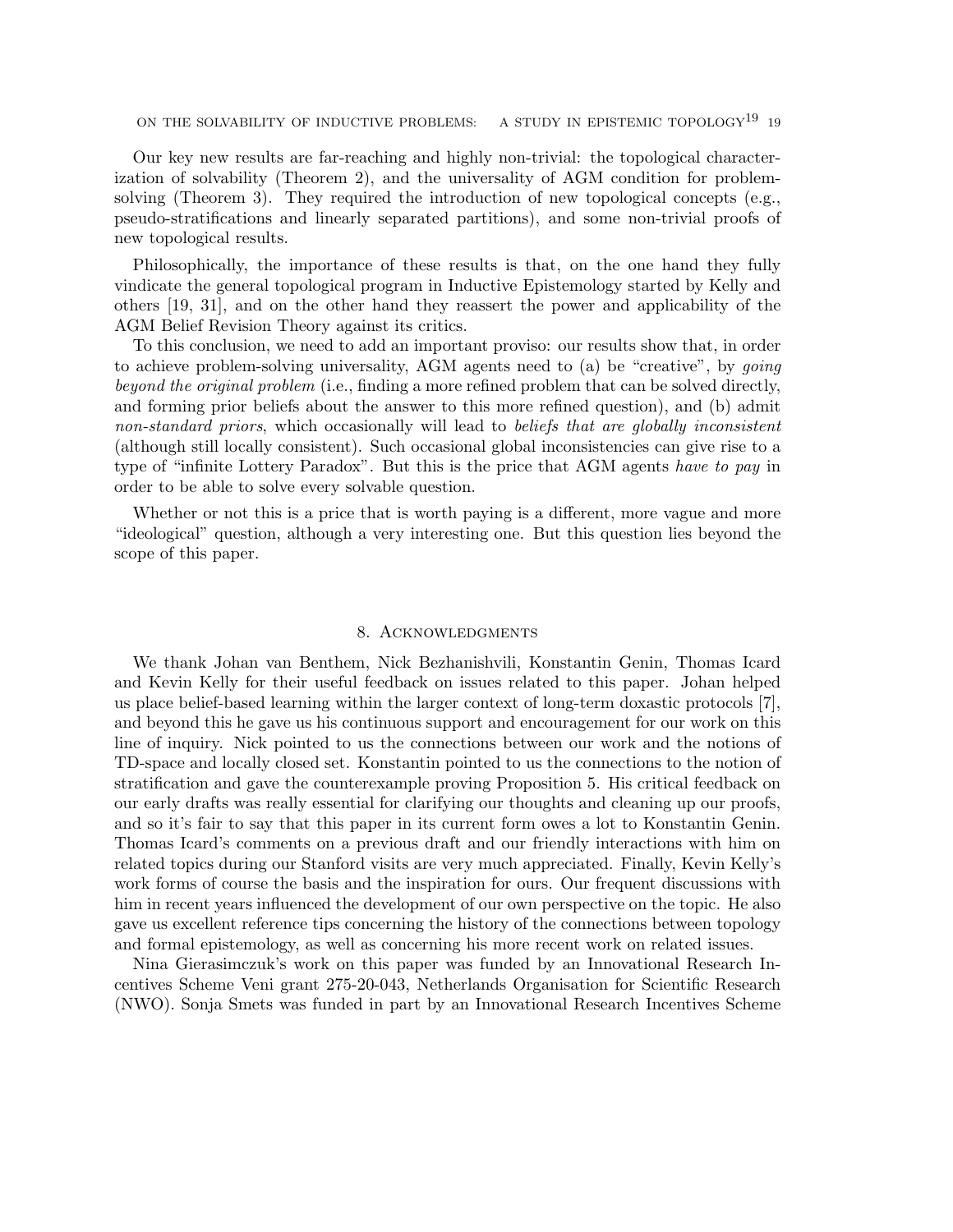Our key new results are far-reaching and highly non-trivial: the topological characterization of solvability (Theorem 2), and the universality of AGM condition for problem-solving (Theorem 3). They required the introduction of new topological concepts (e.g., pseudo-stratifications and linearly separated partitions), and some non-trivial proofs of new topological results.

Philosophically, the importance of these results is that, on the one hand they fully vindicate the general topological program in Inductive Epistemology started by Kelly and others [19, 31], and on the other hand they reassert the power and applicability of the AGM Belief Revision Theory against its critics.

To this conclusion, we need to add an important proviso: our results show that, in order to achieve problem-solving universality, AGM agents need to (a) be "creative", by *going beyond the original problem* (i.e., finding a more refined problem that can be solved directly, and forming prior beliefs about the answer to this more refined question), and (b) admit *non-standard priors*, which occasionally will lead to *beliefs that are globally inconsistent* (although still locally consistent). Such occasional global inconsistencies can give rise to a type of "infinite Lottery Paradox". But this is the price that AGM agents *have to pay* in order to be able to solve every solvable question.

Whether or not this is a price that is worth paying is a different, more vague and more "ideological" question, although a very interesting one. But this question lies beyond the scope of this paper.

## 8. Acknowledgments

We thank Johan van Benthem, Nick Bezhanishvili, Konstantin Genin, Thomas Icard and Kevin Kelly for their useful feedback on issues related to this paper. Johan helped us place belief-based learning within the larger context of long-term doxastic protocols [7], and beyond this he gave us his continuous support and encouragement for our work on this line of inquiry. Nick pointed to us the connections between our work and the notions of TD-space and locally closed set. Konstantin pointed to us the connections to the notion of stratification and gave the counterexample proving Proposition 5. His critical feedback on our early drafts was really essential for clarifying our thoughts and cleaning up our proofs, and so it's fair to say that this paper in its current form owes a lot to Konstantin Genin. Thomas Icard's comments on a previous draft and our friendly interactions with him on related topics during our Stanford visits are very much appreciated. Finally, Kevin Kelly's work forms of course the basis and the inspiration for ours. Our frequent discussions with him in recent years influenced the development of our own perspective on the topic. He also gave us excellent reference tips concerning the history of the connections between topology and formal epistemology, as well as concerning his more recent work on related issues.

Nina Gierasimczuk's work on this paper was funded by an Innovational Research Incentives Scheme Veni grant 275-20-043, Netherlands Organisation for Scientific Research (NWO). Sonja Smets was funded in part by an Innovational Research Incentives Scheme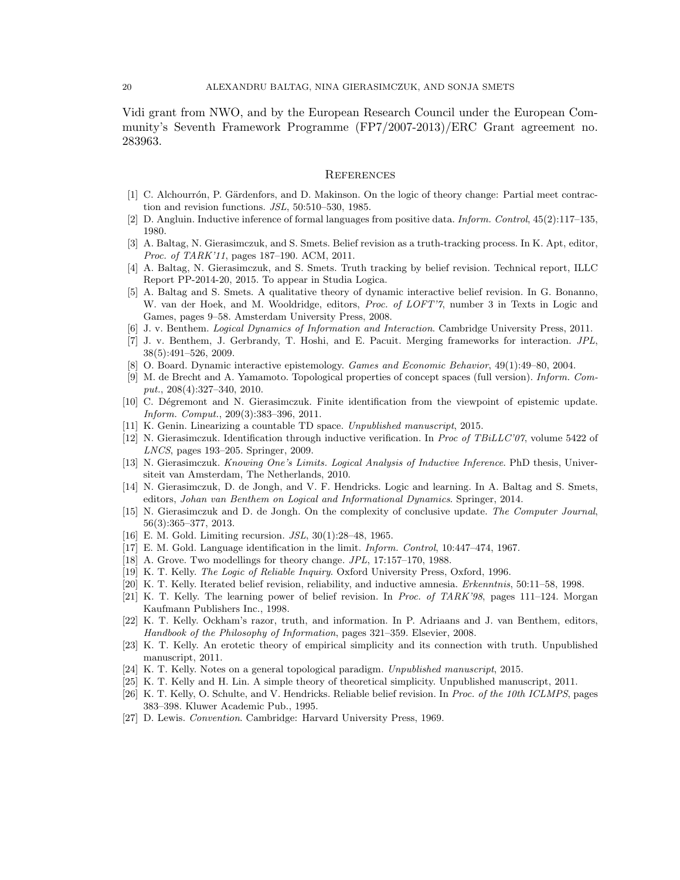Vidi grant from NWO, and by the European Research Council under the European Community's Seventh Framework Programme (FP7/2007-2013)/ERC Grant agreement no. 283963.

## References

[1] C. Alchourrón, P. Gärdenfors, and D. Makinson. On the logic of theory change: Partial meet contraction and revision functions. *JSL*, 50:510–530, 1985.

[2] D. Angluin. Inductive inference of formal languages from positive data. *Inform. Control*, 45(2):117–135, 1980.

[3] A. Baltag, N. Gierasimczuk, and S. Smets. Belief revision as a truth-tracking process. In K. Apt, editor, *Proc. of TARK'11*, pages 187–190. ACM, 2011.

[4] A. Baltag, N. Gierasimczuk, and S. Smets. Truth tracking by belief revision. Technical report, ILLC Report PP-2014-20, 2015. To appear in Studia Logica.

[5] A. Baltag and S. Smets. A qualitative theory of dynamic interactive belief revision. In G. Bonanno, W. van der Hoek, and M. Wooldridge, editors, *Proc. of LOFT'7*, number 3 in Texts in Logic and Games, pages 9–58. Amsterdam University Press, 2008.

[6] J. v. Benthem. *Logical Dynamics of Information and Interaction*. Cambridge University Press, 2011.

[7] J. v. Benthem, J. Gerbrandy, T. Hoshi, and E. Pacuit. Merging frameworks for interaction. *JPL*, 38(5):491–526, 2009.

[8] O. Board. Dynamic interactive epistemology. *Games and Economic Behavior*, 49(1):49–80, 2004.

[9] M. de Brecht and A. Yamamoto. Topological properties of concept spaces (full version). *Inform. Comput.*, 208(4):327–340, 2010.

[10] C. Dégremont and N. Gierasimczuk. Finite identification from the viewpoint of epistemic update. *Inform. Comput.*, 209(3):383–396, 2011.

[11] K. Genin. Linearizing a countable TD space. *Unpublished manuscript*, 2015.

[12] N. Gierasimczuk. Identification through inductive verification. In *Proc of TBiLLC'07*, volume 5422 of *LNCS*, pages 193–205. Springer, 2009.

[13] N. Gierasimczuk. *Knowing One's Limits. Logical Analysis of Inductive Inference*. PhD thesis, Universiteit van Amsterdam, The Netherlands, 2010.

[14] N. Gierasimczuk, D. de Jongh, and V. F. Hendricks. Logic and learning. In A. Baltag and S. Smets, editors, *Johan van Benthem on Logical and Informational Dynamics*. Springer, 2014.

[15] N. Gierasimczuk and D. de Jongh. On the complexity of conclusive update. *The Computer Journal*, 56(3):365–377, 2013.

[16] E. M. Gold. Limiting recursion. *JSL*, 30(1):28–48, 1965.

[17] E. M. Gold. Language identification in the limit. *Inform. Control*, 10:447–474, 1967.

[18] A. Grove. Two modellings for theory change. *JPL*, 17:157–170, 1988.

[19] K. T. Kelly. *The Logic of Reliable Inquiry*. Oxford University Press, Oxford, 1996.

[20] K. T. Kelly. Iterated belief revision, reliability, and inductive amnesia. *Erkenntnis*, 50:11–58, 1998.

[21] K. T. Kelly. The learning power of belief revision. In *Proc. of TARK'98*, pages 111–124. Morgan Kaufmann Publishers Inc., 1998.

[22] K. T. Kelly. Ockham's razor, truth, and information. In P. Adriaans and J. van Benthem, editors, *Handbook of the Philosophy of Information*, pages 321–359. Elsevier, 2008.

[23] K. T. Kelly. An erotetic theory of empirical simplicity and its connection with truth. Unpublished manuscript, 2011.

[24] K. T. Kelly. Notes on a general topological paradigm. *Unpublished manuscript*, 2015.

[25] K. T. Kelly and H. Lin. A simple theory of theoretical simplicity. Unpublished manuscript, 2011.

[26] K. T. Kelly, O. Schulte, and V. Hendricks. Reliable belief revision. In *Proc. of the 10th ICLMPS*, pages 383–398. Kluwer Academic Pub., 1995.

[27] D. Lewis. *Convention*. Cambridge: Harvard University Press, 1969.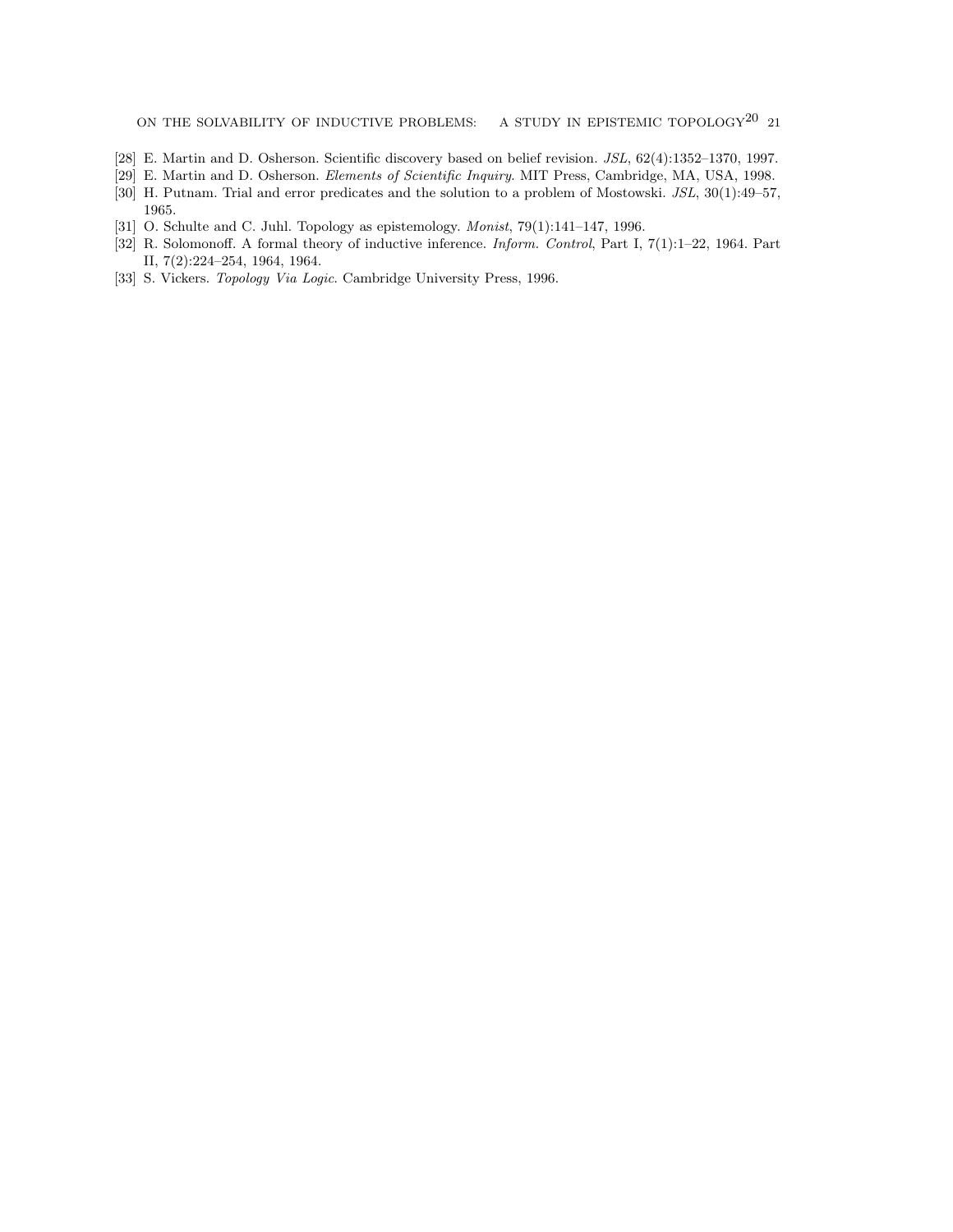[28] E. Martin and D. Osherson. Scientific discovery based on belief revision. *JSL*, 62(4):1352–1370, 1997.
[29] E. Martin and D. Osherson. *Elements of Scientific Inquiry*. MIT Press, Cambridge, MA, USA, 1998.
[30] H. Putnam. Trial and error predicates and the solution to a problem of Mostowski. *JSL*, 30(1):49–57, 1965.
[31] O. Schulte and C. Juhl. Topology as epistemology. *Monist*, 79(1):141–147, 1996.
[32] R. Solomonoff. A formal theory of inductive inference. *Inform. Control*, Part I, 7(1):1–22, 1964. Part II, 7(2):224–254, 1964, 1964.
[33] S. Vickers. *Topology Via Logic*. Cambridge University Press, 1996.